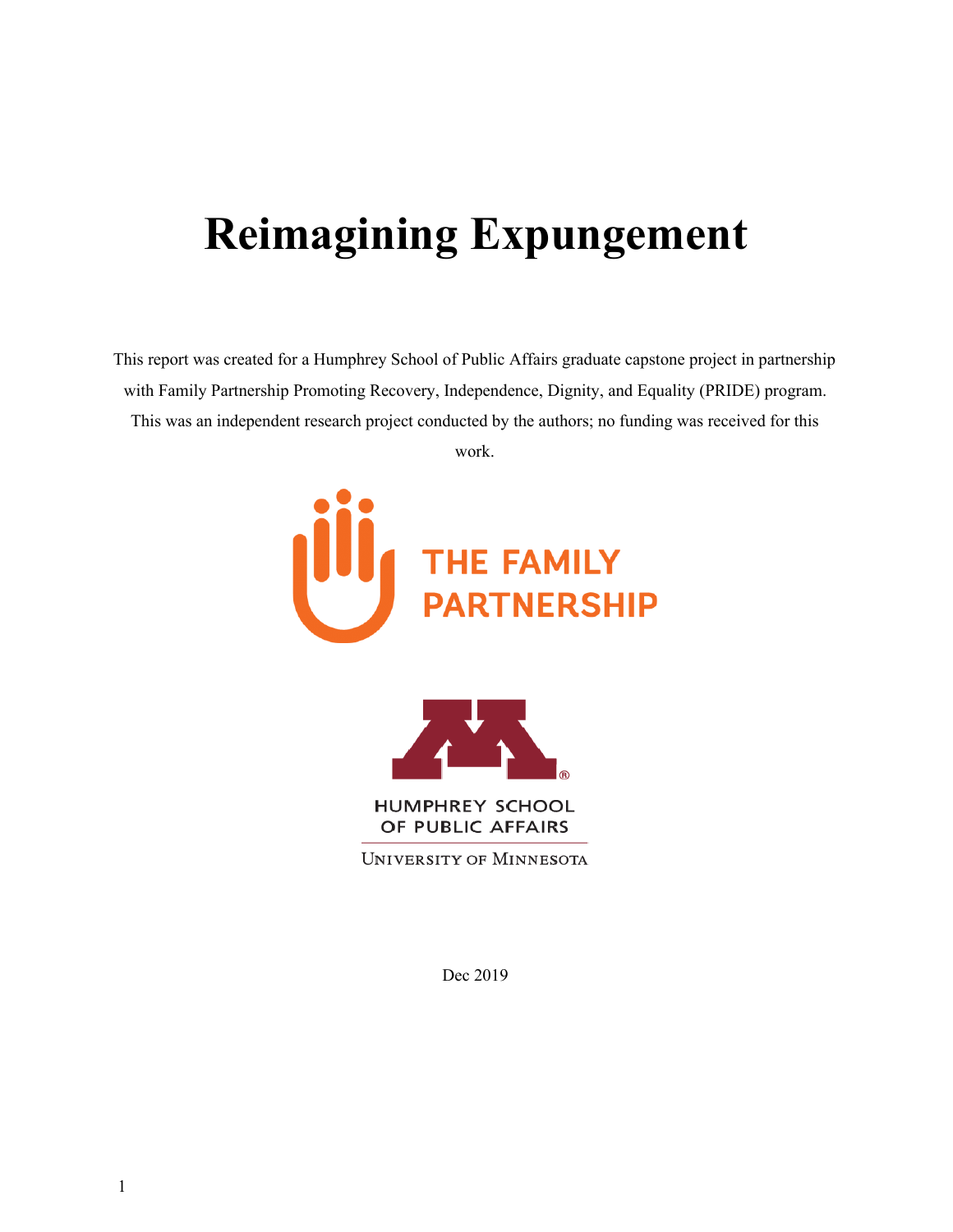# Reimagining Expungement

This report was created for a Humphrey School of Public Affairs graduate capstone project in partnership with Family Partnership Promoting Recovery, Independence, Dignity, and Equality (PRIDE) program. This was an independent research project conducted by the authors; no funding was received for this work.

THE FAMILY PARTNERSHIP

HUMPHREY SCHOOL OF PUBLIC AFFAIRS

UNIVERSITY OF MINNESOTA

Dec 2019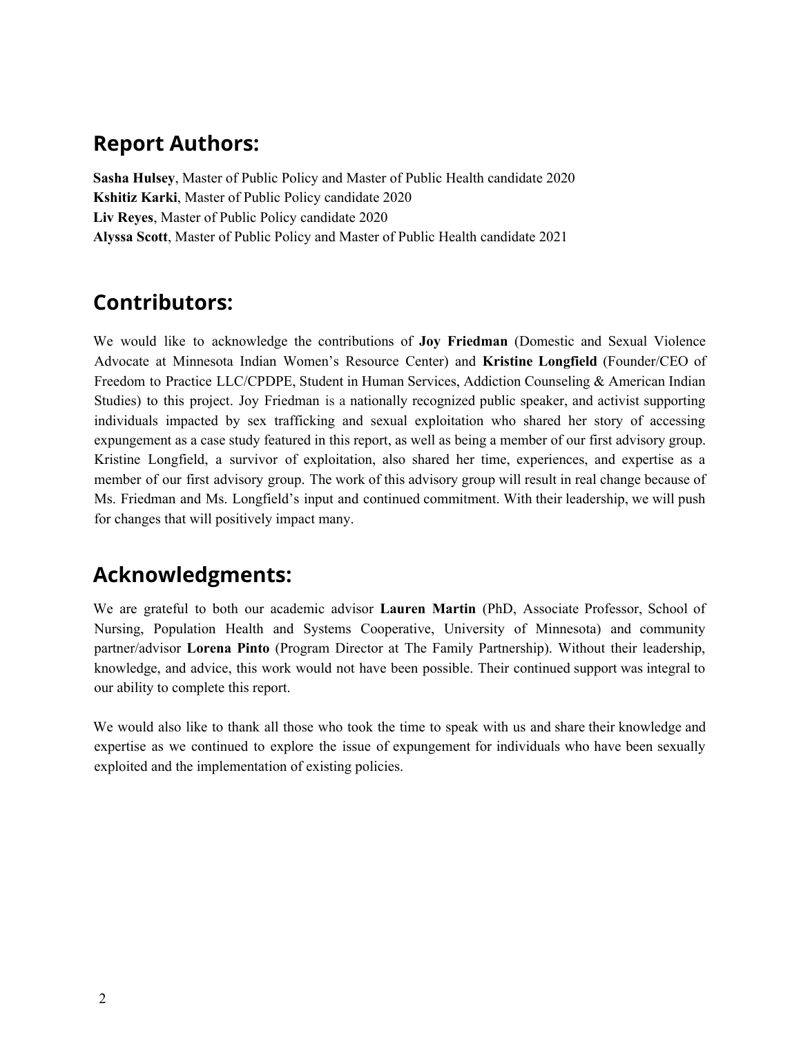## Report Authors:

**Sasha Hulsey**, Master of Public Policy and Master of Public Health candidate 2020
**Kshitiz Karki**, Master of Public Policy candidate 2020
**Liv Reyes**, Master of Public Policy candidate 2020
**Alyssa Scott**, Master of Public Policy and Master of Public Health candidate 2021

## Contributors:

We would like to acknowledge the contributions of **Joy Friedman** (Domestic and Sexual Violence Advocate at Minnesota Indian Women's Resource Center) and **Kristine Longfield** (Founder/CEO of Freedom to Practice LLC/CPDPE, Student in Human Services, Addiction Counseling & American Indian Studies) to this project. Joy Friedman is a nationally recognized public speaker, and activist supporting individuals impacted by sex trafficking and sexual exploitation who shared her story of accessing expungement as a case study featured in this report, as well as being a member of our first advisory group. Kristine Longfield, a survivor of exploitation, also shared her time, experiences, and expertise as a member of our first advisory group. The work of this advisory group will result in real change because of Ms. Friedman and Ms. Longfield's input and continued commitment. With their leadership, we will push for changes that will positively impact many.

## Acknowledgments:

We are grateful to both our academic advisor **Lauren Martin** (PhD, Associate Professor, School of Nursing, Population Health and Systems Cooperative, University of Minnesota) and community partner/advisor **Lorena Pinto** (Program Director at The Family Partnership). Without their leadership, knowledge, and advice, this work would not have been possible. Their continued support was integral to our ability to complete this report.

We would also like to thank all those who took the time to speak with us and share their knowledge and expertise as we continued to explore the issue of expungement for individuals who have been sexually exploited and the implementation of existing policies.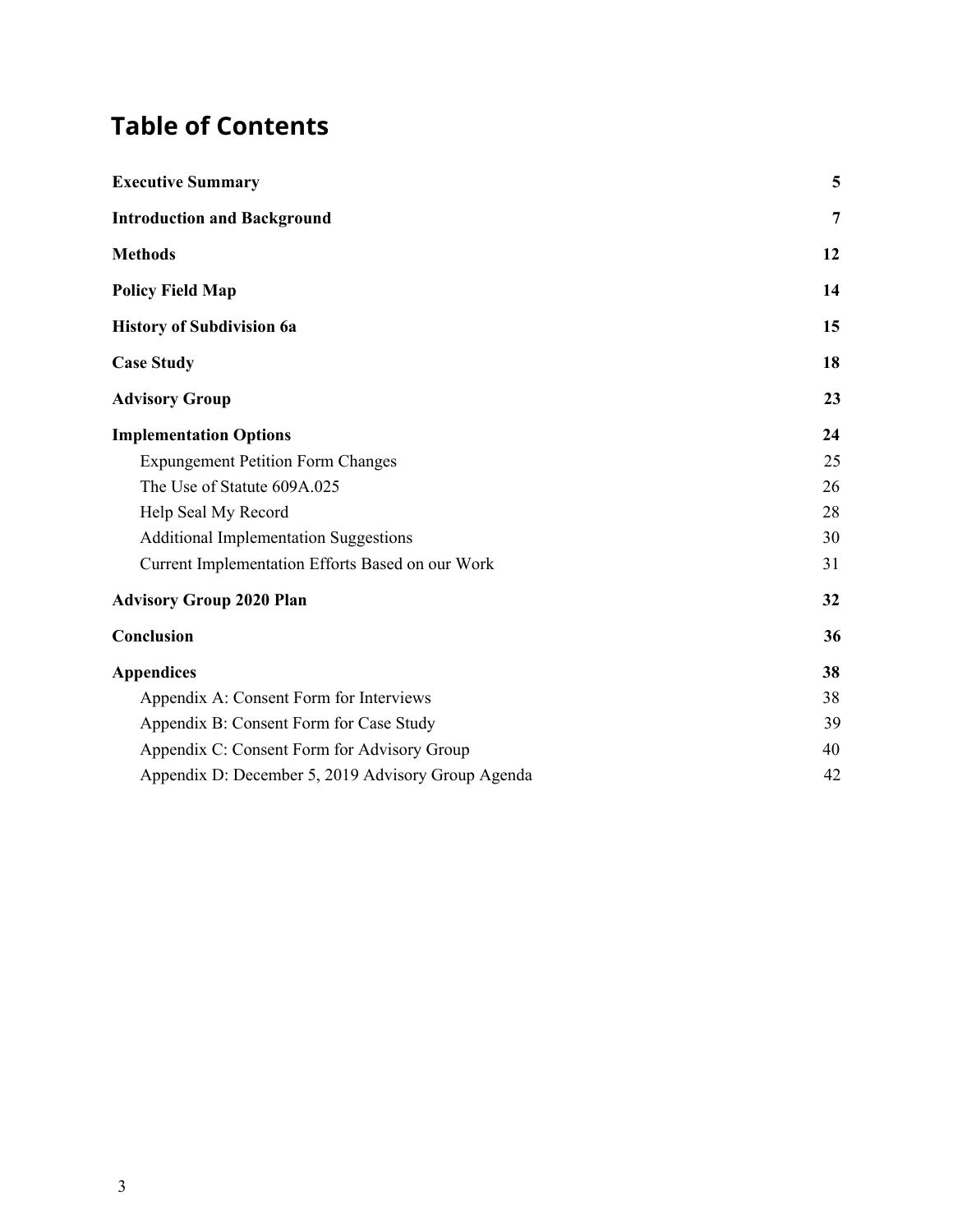# Table of Contents

| | |
|---|---|
| **Executive Summary** | **5** |
| **Introduction and Background** | **7** |
| **Methods** | **12** |
| **Policy Field Map** | **14** |
| **History of Subdivision 6a** | **15** |
| **Case Study** | **18** |
| **Advisory Group** | **23** |
| **Implementation Options** | **24** |
| Expungement Petition Form Changes | 25 |
| The Use of Statute 609A.025 | 26 |
| Help Seal My Record | 28 |
| Additional Implementation Suggestions | 30 |
| Current Implementation Efforts Based on our Work | 31 |
| **Advisory Group 2020 Plan** | **32** |
| **Conclusion** | **36** |
| **Appendices** | **38** |
| Appendix A: Consent Form for Interviews | 38 |
| Appendix B: Consent Form for Case Study | 39 |
| Appendix C: Consent Form for Advisory Group | 40 |
| Appendix D: December 5, 2019 Advisory Group Agenda | 42 |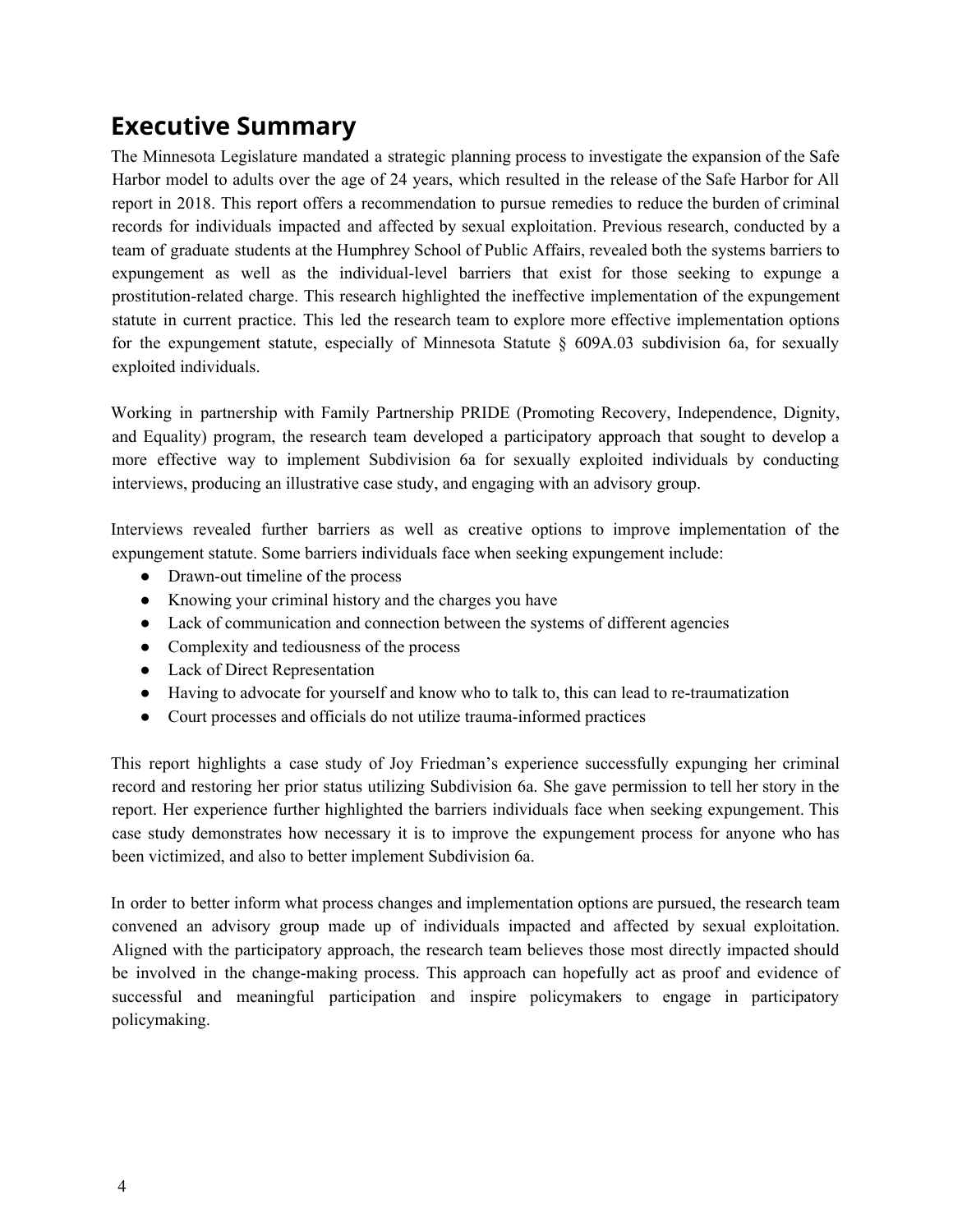# Executive Summary

The Minnesota Legislature mandated a strategic planning process to investigate the expansion of the Safe Harbor model to adults over the age of 24 years, which resulted in the release of the Safe Harbor for All report in 2018. This report offers a recommendation to pursue remedies to reduce the burden of criminal records for individuals impacted and affected by sexual exploitation. Previous research, conducted by a team of graduate students at the Humphrey School of Public Affairs, revealed both the systems barriers to expungement as well as the individual-level barriers that exist for those seeking to expunge a prostitution-related charge. This research highlighted the ineffective implementation of the expungement statute in current practice. This led the research team to explore more effective implementation options for the expungement statute, especially of Minnesota Statute § 609A.03 subdivision 6a, for sexually exploited individuals.

Working in partnership with Family Partnership PRIDE (Promoting Recovery, Independence, Dignity, and Equality) program, the research team developed a participatory approach that sought to develop a more effective way to implement Subdivision 6a for sexually exploited individuals by conducting interviews, producing an illustrative case study, and engaging with an advisory group.

Interviews revealed further barriers as well as creative options to improve implementation of the expungement statute. Some barriers individuals face when seeking expungement include:

- Drawn-out timeline of the process
- Knowing your criminal history and the charges you have
- Lack of communication and connection between the systems of different agencies
- Complexity and tediousness of the process
- Lack of Direct Representation
- Having to advocate for yourself and know who to talk to, this can lead to re-traumatization
- Court processes and officials do not utilize trauma-informed practices

This report highlights a case study of Joy Friedman's experience successfully expunging her criminal record and restoring her prior status utilizing Subdivision 6a. She gave permission to tell her story in the report. Her experience further highlighted the barriers individuals face when seeking expungement. This case study demonstrates how necessary it is to improve the expungement process for anyone who has been victimized, and also to better implement Subdivision 6a.

In order to better inform what process changes and implementation options are pursued, the research team convened an advisory group made up of individuals impacted and affected by sexual exploitation. Aligned with the participatory approach, the research team believes those most directly impacted should be involved in the change-making process. This approach can hopefully act as proof and evidence of successful and meaningful participation and inspire policymakers to engage in participatory policymaking.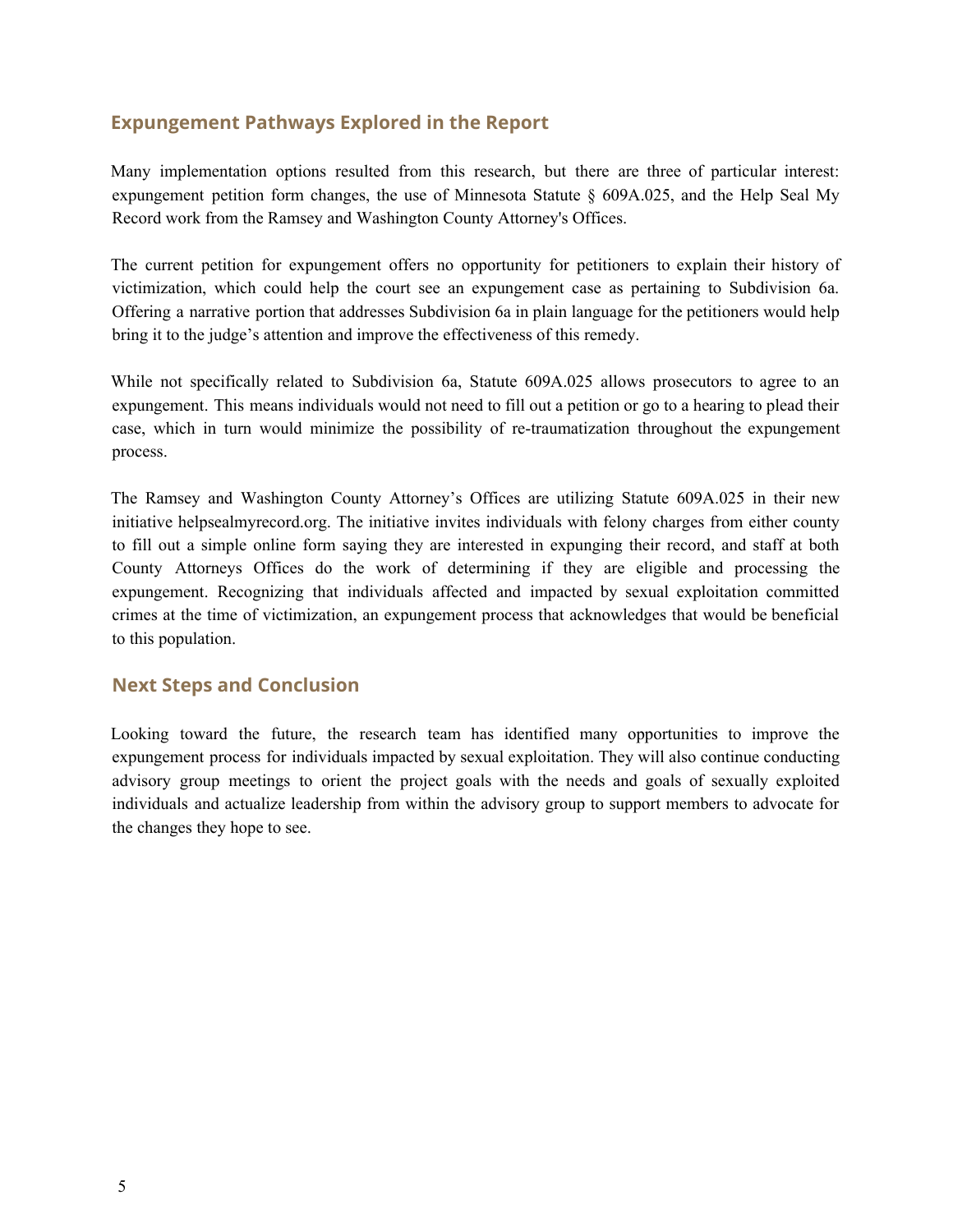## Expungement Pathways Explored in the Report

Many implementation options resulted from this research, but there are three of particular interest: expungement petition form changes, the use of Minnesota Statute § 609A.025, and the Help Seal My Record work from the Ramsey and Washington County Attorney's Offices.

The current petition for expungement offers no opportunity for petitioners to explain their history of victimization, which could help the court see an expungement case as pertaining to Subdivision 6a. Offering a narrative portion that addresses Subdivision 6a in plain language for the petitioners would help bring it to the judge's attention and improve the effectiveness of this remedy.

While not specifically related to Subdivision 6a, Statute 609A.025 allows prosecutors to agree to an expungement. This means individuals would not need to fill out a petition or go to a hearing to plead their case, which in turn would minimize the possibility of re-traumatization throughout the expungement process.

The Ramsey and Washington County Attorney's Offices are utilizing Statute 609A.025 in their new initiative helpsealmyrecord.org. The initiative invites individuals with felony charges from either county to fill out a simple online form saying they are interested in expunging their record, and staff at both County Attorneys Offices do the work of determining if they are eligible and processing the expungement. Recognizing that individuals affected and impacted by sexual exploitation committed crimes at the time of victimization, an expungement process that acknowledges that would be beneficial to this population.

## Next Steps and Conclusion

Looking toward the future, the research team has identified many opportunities to improve the expungement process for individuals impacted by sexual exploitation. They will also continue conducting advisory group meetings to orient the project goals with the needs and goals of sexually exploited individuals and actualize leadership from within the advisory group to support members to advocate for the changes they hope to see.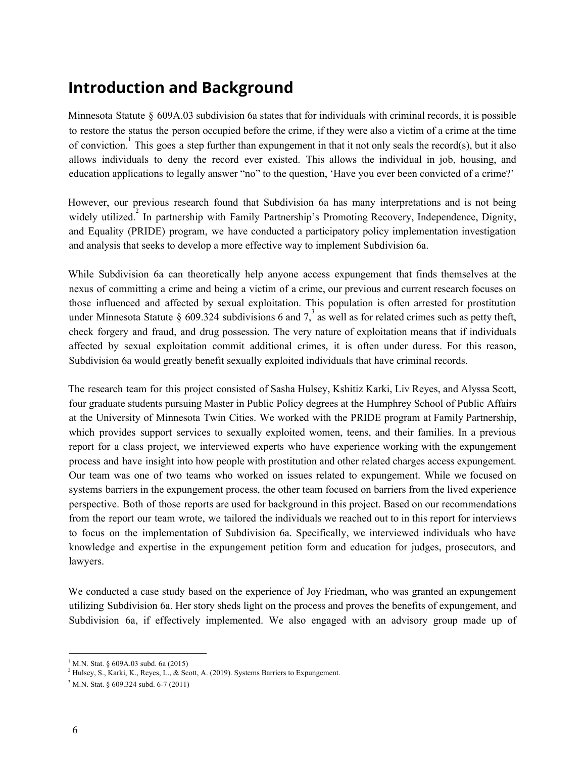## Introduction and Background

Minnesota Statute § 609A.03 subdivision 6a states that for individuals with criminal records, it is possible to restore the status the person occupied before the crime, if they were also a victim of a crime at the time of conviction.[1] This goes a step further than expungement in that it not only seals the record(s), but it also allows individuals to deny the record ever existed. This allows the individual in job, housing, and education applications to legally answer "no" to the question, 'Have you ever been convicted of a crime?'

However, our previous research found that Subdivision 6a has many interpretations and is not being widely utilized.[2] In partnership with Family Partnership's Promoting Recovery, Independence, Dignity, and Equality (PRIDE) program, we have conducted a participatory policy implementation investigation and analysis that seeks to develop a more effective way to implement Subdivision 6a.

While Subdivision 6a can theoretically help anyone access expungement that finds themselves at the nexus of committing a crime and being a victim of a crime, our previous and current research focuses on those influenced and affected by sexual exploitation. This population is often arrested for prostitution under Minnesota Statute § 609.324 subdivisions 6 and 7,[3] as well as for related crimes such as petty theft, check forgery and fraud, and drug possession. The very nature of exploitation means that if individuals affected by sexual exploitation commit additional crimes, it is often under duress. For this reason, Subdivision 6a would greatly benefit sexually exploited individuals that have criminal records.

The research team for this project consisted of Sasha Hulsey, Kshitiz Karki, Liv Reyes, and Alyssa Scott, four graduate students pursuing Master in Public Policy degrees at the Humphrey School of Public Affairs at the University of Minnesota Twin Cities. We worked with the PRIDE program at Family Partnership, which provides support services to sexually exploited women, teens, and their families. In a previous report for a class project, we interviewed experts who have experience working with the expungement process and have insight into how people with prostitution and other related charges access expungement. Our team was one of two teams who worked on issues related to expungement. While we focused on systems barriers in the expungement process, the other team focused on barriers from the lived experience perspective. Both of those reports are used for background in this project. Based on our recommendations from the report our team wrote, we tailored the individuals we reached out to in this report for interviews to focus on the implementation of Subdivision 6a. Specifically, we interviewed individuals who have knowledge and expertise in the expungement petition form and education for judges, prosecutors, and lawyers.

We conducted a case study based on the experience of Joy Friedman, who was granted an expungement utilizing Subdivision 6a. Her story sheds light on the process and proves the benefits of expungement, and Subdivision 6a, if effectively implemented. We also engaged with an advisory group made up of

---

[1] M.N. Stat. § 609A.03 subd. 6a (2015)

[2] Hulsey, S., Karki, K., Reyes, L., & Scott, A. (2019). Systems Barriers to Expungement.

[3] M.N. Stat. § 609.324 subd. 6-7 (2011)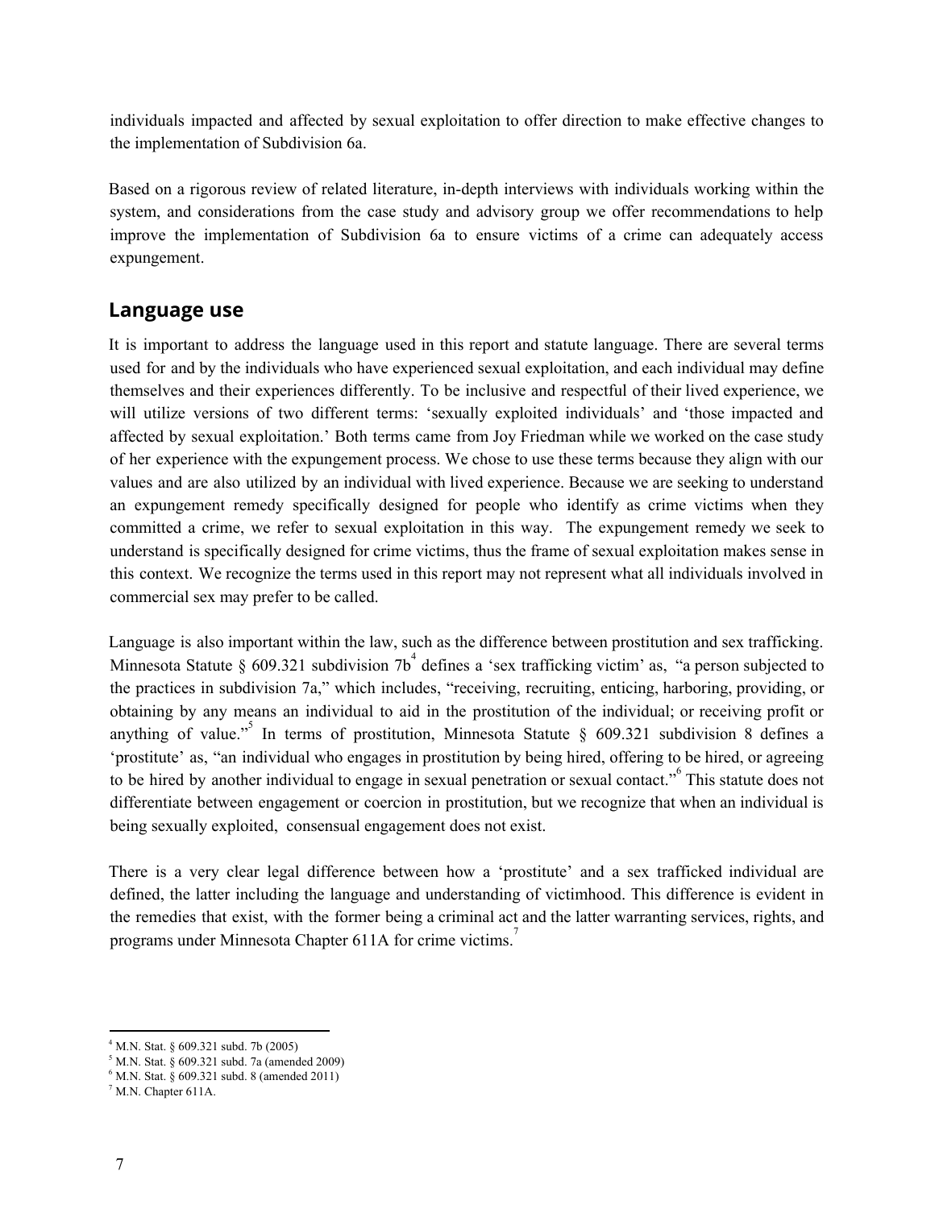individuals impacted and affected by sexual exploitation to offer direction to make effective changes to the implementation of Subdivision 6a.

Based on a rigorous review of related literature, in-depth interviews with individuals working within the system, and considerations from the case study and advisory group we offer recommendations to help improve the implementation of Subdivision 6a to ensure victims of a crime can adequately access expungement.

## Language use

It is important to address the language used in this report and statute language. There are several terms used for and by the individuals who have experienced sexual exploitation, and each individual may define themselves and their experiences differently. To be inclusive and respectful of their lived experience, we will utilize versions of two different terms: 'sexually exploited individuals' and 'those impacted and affected by sexual exploitation.' Both terms came from Joy Friedman while we worked on the case study of her experience with the expungement process. We chose to use these terms because they align with our values and are also utilized by an individual with lived experience. Because we are seeking to understand an expungement remedy specifically designed for people who identify as crime victims when they committed a crime, we refer to sexual exploitation in this way. The expungement remedy we seek to understand is specifically designed for crime victims, thus the frame of sexual exploitation makes sense in this context. We recognize the terms used in this report may not represent what all individuals involved in commercial sex may prefer to be called.

Language is also important within the law, such as the difference between prostitution and sex trafficking. Minnesota Statute § 609.321 subdivision 7b[4] defines a 'sex trafficking victim' as, "a person subjected to the practices in subdivision 7a," which includes, "receiving, recruiting, enticing, harboring, providing, or obtaining by any means an individual to aid in the prostitution of the individual; or receiving profit or anything of value."[5] In terms of prostitution, Minnesota Statute § 609.321 subdivision 8 defines a 'prostitute' as, "an individual who engages in prostitution by being hired, offering to be hired, or agreeing to be hired by another individual to engage in sexual penetration or sexual contact."[6] This statute does not differentiate between engagement or coercion in prostitution, but we recognize that when an individual is being sexually exploited, consensual engagement does not exist.

There is a very clear legal difference between how a 'prostitute' and a sex trafficked individual are defined, the latter including the language and understanding of victimhood. This difference is evident in the remedies that exist, with the former being a criminal act and the latter warranting services, rights, and programs under Minnesota Chapter 611A for crime victims.[7]

---

[4] M.N. Stat. § 609.321 subd. 7b (2005)
[5] M.N. Stat. § 609.321 subd. 7a (amended 2009)
[6] M.N. Stat. § 609.321 subd. 8 (amended 2011)
[7] M.N. Chapter 611A.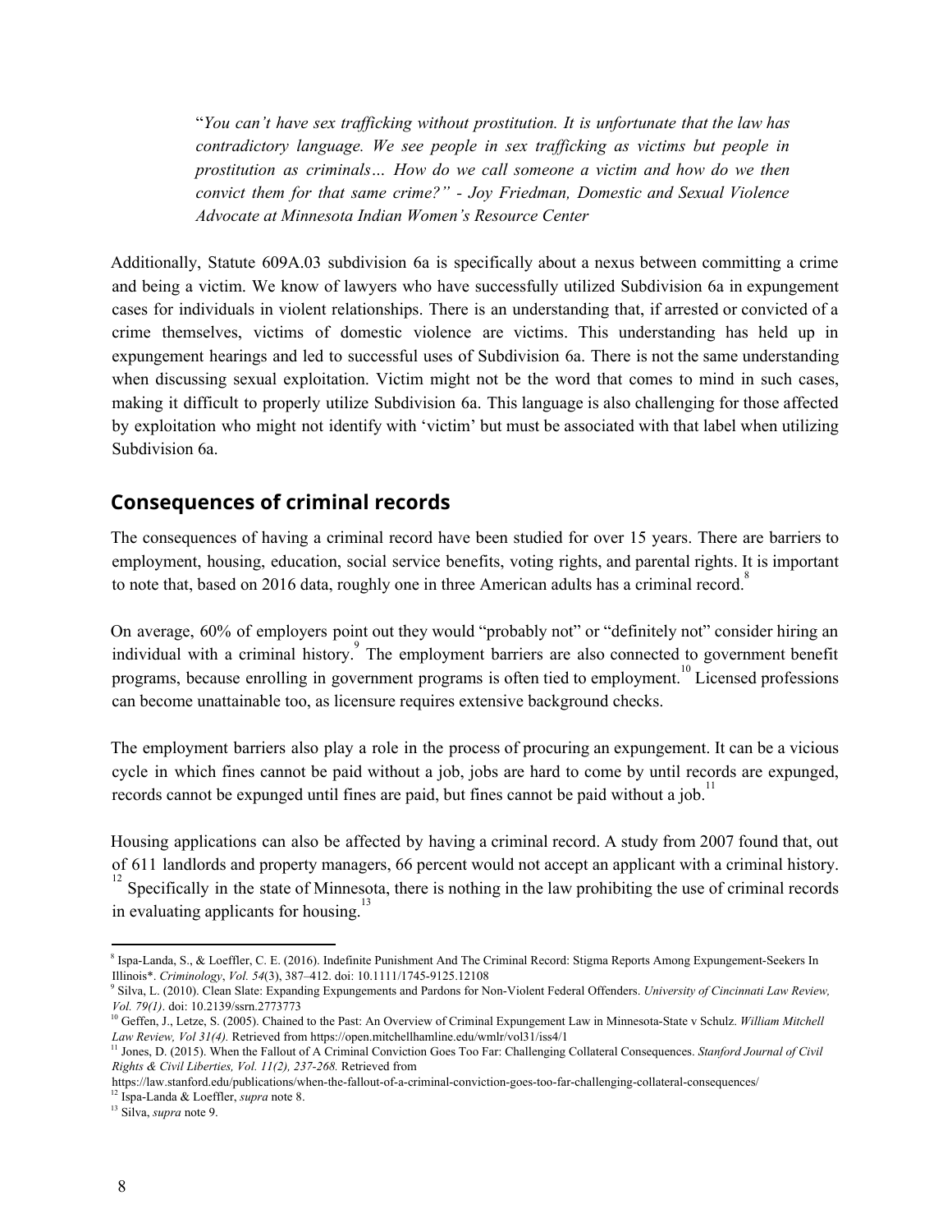> "*You can't have sex trafficking without prostitution. It is unfortunate that the law has contradictory language. We see people in sex trafficking as victims but people in prostitution as criminals… How do we call someone a victim and how do we then convict them for that same crime?" - Joy Friedman, Domestic and Sexual Violence Advocate at Minnesota Indian Women's Resource Center*

Additionally, Statute 609A.03 subdivision 6a is specifically about a nexus between committing a crime and being a victim. We know of lawyers who have successfully utilized Subdivision 6a in expungement cases for individuals in violent relationships. There is an understanding that, if arrested or convicted of a crime themselves, victims of domestic violence are victims. This understanding has held up in expungement hearings and led to successful uses of Subdivision 6a. There is not the same understanding when discussing sexual exploitation. Victim might not be the word that comes to mind in such cases, making it difficult to properly utilize Subdivision 6a. This language is also challenging for those affected by exploitation who might not identify with 'victim' but must be associated with that label when utilizing Subdivision 6a.

## Consequences of criminal records

The consequences of having a criminal record have been studied for over 15 years. There are barriers to employment, housing, education, social service benefits, voting rights, and parental rights. It is important to note that, based on 2016 data, roughly one in three American adults has a criminal record.[8]

On average, 60% of employers point out they would "probably not" or "definitely not" consider hiring an individual with a criminal history.[9] The employment barriers are also connected to government benefit programs, because enrolling in government programs is often tied to employment.[10] Licensed professions can become unattainable too, as licensure requires extensive background checks.

The employment barriers also play a role in the process of procuring an expungement. It can be a vicious cycle in which fines cannot be paid without a job, jobs are hard to come by until records are expunged, records cannot be expunged until fines are paid, but fines cannot be paid without a job.[11]

Housing applications can also be affected by having a criminal record. A study from 2007 found that, out of 611 landlords and property managers, 66 percent would not accept an applicant with a criminal history.[12] Specifically in the state of Minnesota, there is nothing in the law prohibiting the use of criminal records in evaluating applicants for housing.[13]

---

[8] Ispa-Landa, S., & Loeffler, C. E. (2016). Indefinite Punishment And The Criminal Record: Stigma Reports Among Expungement-Seekers In Illinois*. *Criminology*, *Vol. 54*(3), 387–412. doi: 10.1111/1745-9125.12108

[9] Silva, L. (2010). Clean Slate: Expanding Expungements and Pardons for Non-Violent Federal Offenders. *University of Cincinnati Law Review, Vol. 79(1)*. doi: 10.2139/ssrn.2773773

[10] Geffen, J., Letze, S. (2005). Chained to the Past: An Overview of Criminal Expungement Law in Minnesota-State v Schulz. *William Mitchell Law Review, Vol 31(4).* Retrieved from https://open.mitchellhamline.edu/wmlr/vol31/iss4/1

[11] Jones, D. (2015). When the Fallout of A Criminal Conviction Goes Too Far: Challenging Collateral Consequences. *Stanford Journal of Civil Rights & Civil Liberties, Vol. 11(2), 237-268.* Retrieved from https://law.stanford.edu/publications/when-the-fallout-of-a-criminal-conviction-goes-too-far-challenging-collateral-consequences/

[12] Ispa-Landa & Loeffler, *supra* note 8.

[13] Silva, *supra* note 9.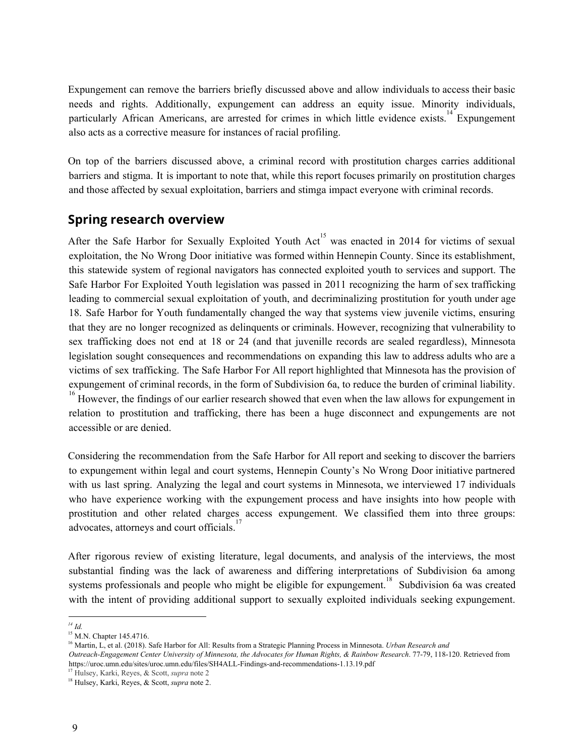Expungement can remove the barriers briefly discussed above and allow individuals to access their basic needs and rights. Additionally, expungement can address an equity issue. Minority individuals, particularly African Americans, are arrested for crimes in which little evidence exists.[14] Expungement also acts as a corrective measure for instances of racial profiling.

On top of the barriers discussed above, a criminal record with prostitution charges carries additional barriers and stigma. It is important to note that, while this report focuses primarily on prostitution charges and those affected by sexual exploitation, barriers and stimga impact everyone with criminal records.

## Spring research overview

After the Safe Harbor for Sexually Exploited Youth Act[15] was enacted in 2014 for victims of sexual exploitation, the No Wrong Door initiative was formed within Hennepin County. Since its establishment, this statewide system of regional navigators has connected exploited youth to services and support. The Safe Harbor For Exploited Youth legislation was passed in 2011 recognizing the harm of sex trafficking leading to commercial sexual exploitation of youth, and decriminalizing prostitution for youth under age 18. Safe Harbor for Youth fundamentally changed the way that systems view juvenile victims, ensuring that they are no longer recognized as delinquents or criminals. However, recognizing that vulnerability to sex trafficking does not end at 18 or 24 (and that juvenille records are sealed regardless), Minnesota legislation sought consequences and recommendations on expanding this law to address adults who are a victims of sex trafficking. The Safe Harbor For All report highlighted that Minnesota has the provision of expungement of criminal records, in the form of Subdivision 6a, to reduce the burden of criminal liability.[16] However, the findings of our earlier research showed that even when the law allows for expungement in relation to prostitution and trafficking, there has been a huge disconnect and expungements are not accessible or are denied.

Considering the recommendation from the Safe Harbor for All report and seeking to discover the barriers to expungement within legal and court systems, Hennepin County's No Wrong Door initiative partnered with us last spring. Analyzing the legal and court systems in Minnesota, we interviewed 17 individuals who have experience working with the expungement process and have insights into how people with prostitution and other related charges access expungement. We classified them into three groups: advocates, attorneys and court officials.[17]

After rigorous review of existing literature, legal documents, and analysis of the interviews, the most substantial finding was the lack of awareness and differing interpretations of Subdivision 6a among systems professionals and people who might be eligible for expungement.[18] Subdivision 6a was created with the intent of providing additional support to sexually exploited individuals seeking expungement.

---

[14] *Id.*

[15] M.N. Chapter 145.4716.

[16] Martin, L, et al. (2018). Safe Harbor for All: Results from a Strategic Planning Process in Minnesota. *Urban Research and Outreach-Engagement Center University of Minnesota, the Advocates for Human Rights, & Rainbow Research*. 77-79, 118-120. Retrieved from https://uroc.umn.edu/sites/uroc.umn.edu/files/SH4ALL-Findings-and-recommendations-1.13.19.pdf

[17] Hulsey, Karki, Reyes, & Scott, *supra* note 2

[18] Hulsey, Karki, Reyes, & Scott, *supra* note 2.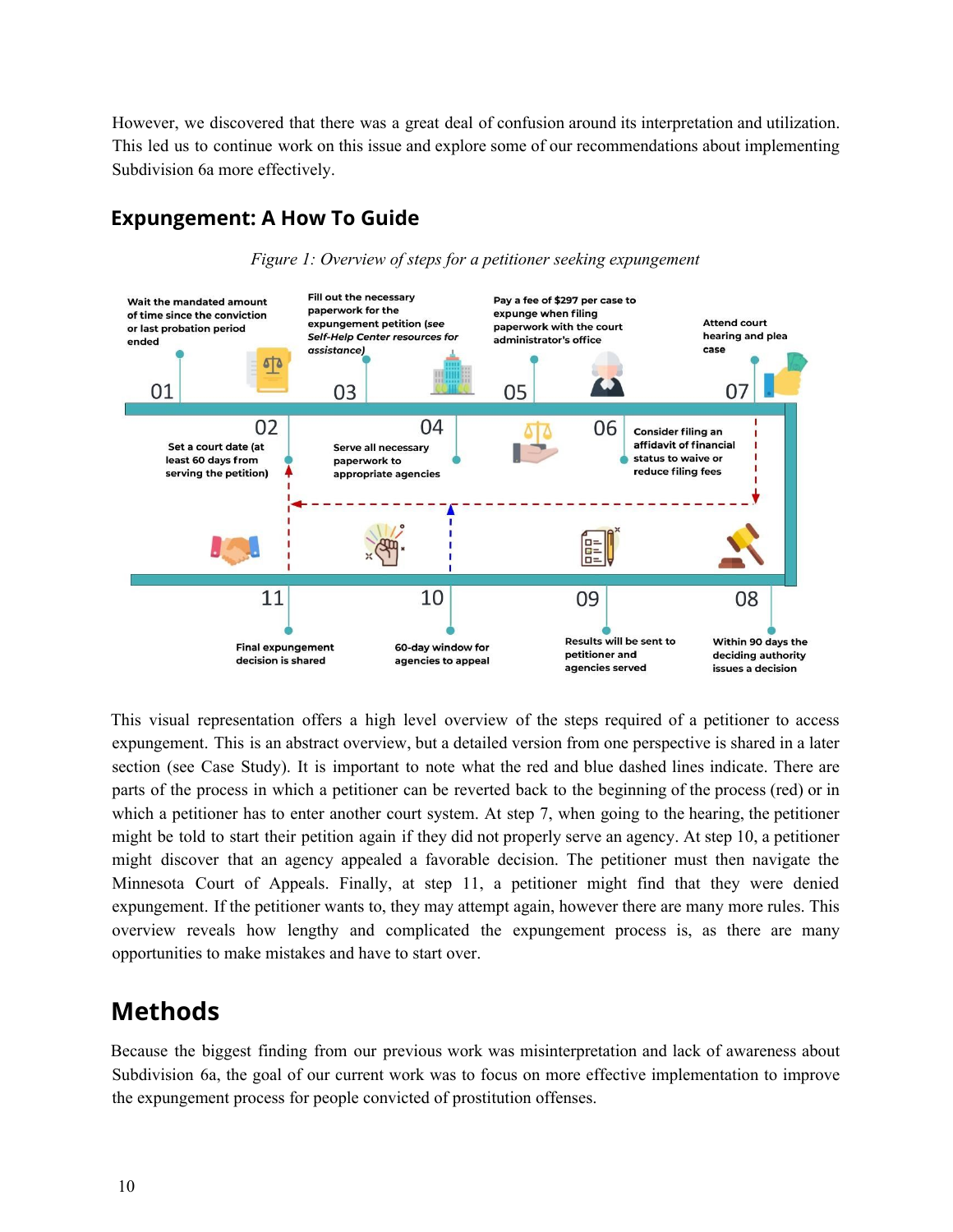However, we discovered that there was a great deal of confusion around its interpretation and utilization. This led us to continue work on this issue and explore some of our recommendations about implementing Subdivision 6a more effectively.

## Expungement: A How To Guide

*Figure 1: Overview of steps for a petitioner seeking expungement*

01 Wait the mandated amount of time since the conviction or last probation period ended

02 Set a court date (at least 60 days from serving the petition)

03 Fill out the necessary paperwork for the expungement petition (*see Self-Help Center resources for assistance)*

04 Serve all necessary paperwork to appropriate agencies

05 Pay a fee of $297 per case to expunge when filing paperwork with the court administrator's office

06 Consider filing an affidavit of financial status to waive or reduce filing fees

07 Attend court hearing and plea case

08 Within 90 days the deciding authority issues a decision

09 Results will be sent to petitioner and agencies served

10 60-day window for agencies to appeal

11 Final expungement decision is shared

This visual representation offers a high level overview of the steps required of a petitioner to access expungement. This is an abstract overview, but a detailed version from one perspective is shared in a later section (see Case Study). It is important to note what the red and blue dashed lines indicate. There are parts of the process in which a petitioner can be reverted back to the beginning of the process (red) or in which a petitioner has to enter another court system. At step 7, when going to the hearing, the petitioner might be told to start their petition again if they did not properly serve an agency. At step 10, a petitioner might discover that an agency appealed a favorable decision. The petitioner must then navigate the Minnesota Court of Appeals. Finally, at step 11, a petitioner might find that they were denied expungement. If the petitioner wants to, they may attempt again, however there are many more rules. This overview reveals how lengthy and complicated the expungement process is, as there are many opportunities to make mistakes and have to start over.

# Methods

Because the biggest finding from our previous work was misinterpretation and lack of awareness about Subdivision 6a, the goal of our current work was to focus on more effective implementation to improve the expungement process for people convicted of prostitution offenses.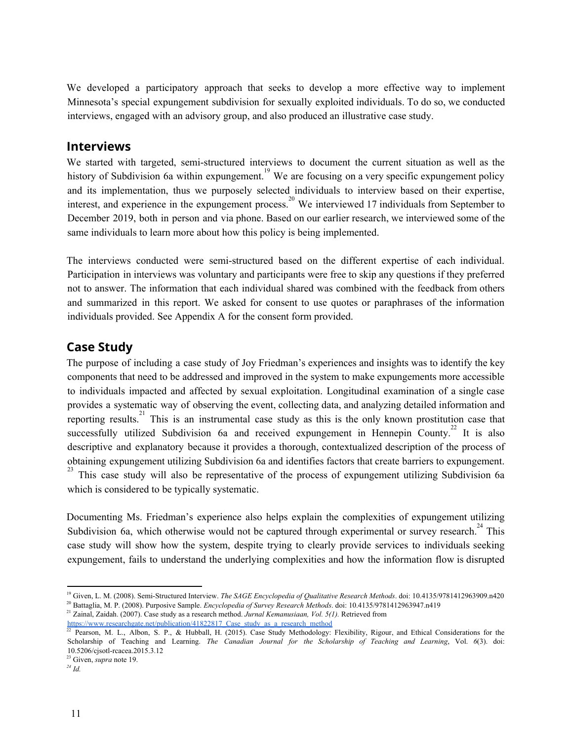We developed a participatory approach that seeks to develop a more effective way to implement Minnesota's special expungement subdivision for sexually exploited individuals. To do so, we conducted interviews, engaged with an advisory group, and also produced an illustrative case study.

## Interviews

We started with targeted, semi-structured interviews to document the current situation as well as the history of Subdivision 6a within expungement.[19] We are focusing on a very specific expungement policy and its implementation, thus we purposely selected individuals to interview based on their expertise, interest, and experience in the expungement process.[20] We interviewed 17 individuals from September to December 2019, both in person and via phone. Based on our earlier research, we interviewed some of the same individuals to learn more about how this policy is being implemented.

The interviews conducted were semi-structured based on the different expertise of each individual. Participation in interviews was voluntary and participants were free to skip any questions if they preferred not to answer. The information that each individual shared was combined with the feedback from others and summarized in this report. We asked for consent to use quotes or paraphrases of the information individuals provided. See Appendix A for the consent form provided.

## Case Study

The purpose of including a case study of Joy Friedman's experiences and insights was to identify the key components that need to be addressed and improved in the system to make expungements more accessible to individuals impacted and affected by sexual exploitation. Longitudinal examination of a single case provides a systematic way of observing the event, collecting data, and analyzing detailed information and reporting results.[21] This is an instrumental case study as this is the only known prostitution case that successfully utilized Subdivision 6a and received expungement in Hennepin County.[22] It is also descriptive and explanatory because it provides a thorough, contextualized description of the process of obtaining expungement utilizing Subdivision 6a and identifies factors that create barriers to expungement.[23] This case study will also be representative of the process of expungement utilizing Subdivision 6a which is considered to be typically systematic.

Documenting Ms. Friedman's experience also helps explain the complexities of expungement utilizing Subdivision 6a, which otherwise would not be captured through experimental or survey research.[24] This case study will show how the system, despite trying to clearly provide services to individuals seeking expungement, fails to understand the underlying complexities and how the information flow is disrupted

---

[19] Given, L. M. (2008). Semi-Structured Interview. *The SAGE Encyclopedia of Qualitative Research Methods*. doi: 10.4135/9781412963909.n420

[20] Battaglia, M. P. (2008). Purposive Sample. *Encyclopedia of Survey Research Methods*. doi: 10.4135/9781412963947.n419

[21] Zainal, Zaidah. (2007). Case study as a research method. *Jurnal Kemanusiaan, Vol. 5(1).* Retrieved from https://www.researchgate.net/publication/41822817_Case_study_as_a_research_method

[22] Pearson, M. L., Albon, S. P., & Hubball, H. (2015). Case Study Methodology: Flexibility, Rigour, and Ethical Considerations for the Scholarship of Teaching and Learning. *The Canadian Journal for the Scholarship of Teaching and Learning*, Vol. *6*(3). doi: 10.5206/cjsotl-rcacea.2015.3.12

[23] Given, *supra* note 19.

[24] *Id.*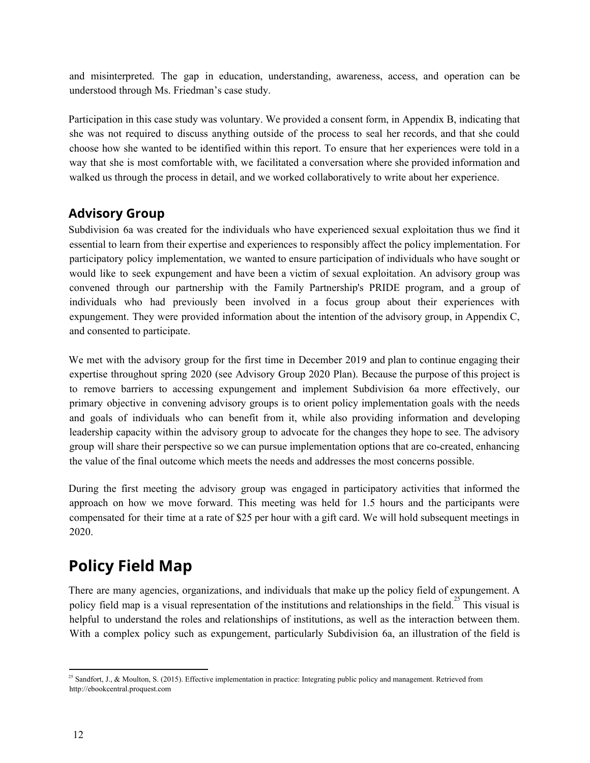and misinterpreted. The gap in education, understanding, awareness, access, and operation can be understood through Ms. Friedman's case study.

Participation in this case study was voluntary. We provided a consent form, in Appendix B, indicating that she was not required to discuss anything outside of the process to seal her records, and that she could choose how she wanted to be identified within this report. To ensure that her experiences were told in a way that she is most comfortable with, we facilitated a conversation where she provided information and walked us through the process in detail, and we worked collaboratively to write about her experience.

### Advisory Group

Subdivision 6a was created for the individuals who have experienced sexual exploitation thus we find it essential to learn from their expertise and experiences to responsibly affect the policy implementation. For participatory policy implementation, we wanted to ensure participation of individuals who have sought or would like to seek expungement and have been a victim of sexual exploitation. An advisory group was convened through our partnership with the Family Partnership's PRIDE program, and a group of individuals who had previously been involved in a focus group about their experiences with expungement. They were provided information about the intention of the advisory group, in Appendix C, and consented to participate.

We met with the advisory group for the first time in December 2019 and plan to continue engaging their expertise throughout spring 2020 (see Advisory Group 2020 Plan). Because the purpose of this project is to remove barriers to accessing expungement and implement Subdivision 6a more effectively, our primary objective in convening advisory groups is to orient policy implementation goals with the needs and goals of individuals who can benefit from it, while also providing information and developing leadership capacity within the advisory group to advocate for the changes they hope to see. The advisory group will share their perspective so we can pursue implementation options that are co-created, enhancing the value of the final outcome which meets the needs and addresses the most concerns possible.

During the first meeting the advisory group was engaged in participatory activities that informed the approach on how we move forward. This meeting was held for 1.5 hours and the participants were compensated for their time at a rate of $25 per hour with a gift card. We will hold subsequent meetings in 2020.

## Policy Field Map

There are many agencies, organizations, and individuals that make up the policy field of expungement. A policy field map is a visual representation of the institutions and relationships in the field.[25] This visual is helpful to understand the roles and relationships of institutions, as well as the interaction between them. With a complex policy such as expungement, particularly Subdivision 6a, an illustration of the field is

[25] Sandfort, J., & Moulton, S. (2015). Effective implementation in practice: Integrating public policy and management. Retrieved from http://ebookcentral.proquest.com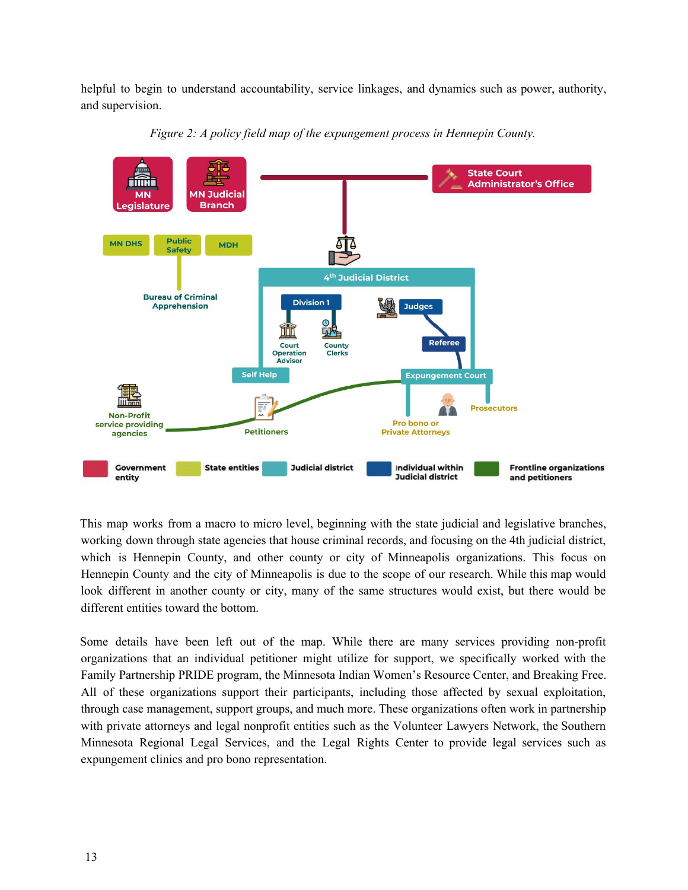helpful to begin to understand accountability, service linkages, and dynamics such as power, authority, and supervision.

*Figure 2: A policy field map of the expungement process in Hennepin County.*

This map works from a macro to micro level, beginning with the state judicial and legislative branches, working down through state agencies that house criminal records, and focusing on the 4th judicial district, which is Hennepin County, and other county or city of Minneapolis organizations. This focus on Hennepin County and the city of Minneapolis is due to the scope of our research. While this map would look different in another county or city, many of the same structures would exist, but there would be different entities toward the bottom.

Some details have been left out of the map. While there are many services providing non-profit organizations that an individual petitioner might utilize for support, we specifically worked with the Family Partnership PRIDE program, the Minnesota Indian Women's Resource Center, and Breaking Free. All of these organizations support their participants, including those affected by sexual exploitation, through case management, support groups, and much more. These organizations often work in partnership with private attorneys and legal nonprofit entities such as the Volunteer Lawyers Network, the Southern Minnesota Regional Legal Services, and the Legal Rights Center to provide legal services such as expungement clinics and pro bono representation.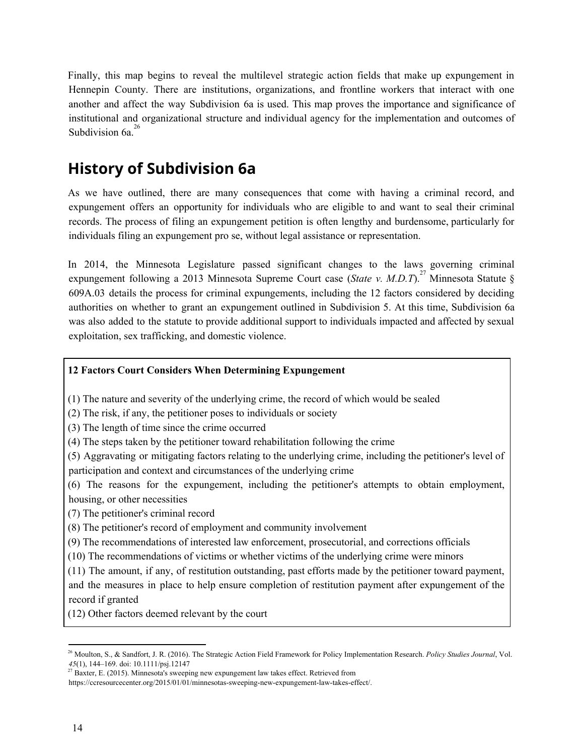Finally, this map begins to reveal the multilevel strategic action fields that make up expungement in Hennepin County. There are institutions, organizations, and frontline workers that interact with one another and affect the way Subdivision 6a is used. This map proves the importance and significance of institutional and organizational structure and individual agency for the implementation and outcomes of Subdivision 6a.[26]

## History of Subdivision 6a

As we have outlined, there are many consequences that come with having a criminal record, and expungement offers an opportunity for individuals who are eligible to and want to seal their criminal records. The process of filing an expungement petition is often lengthy and burdensome, particularly for individuals filing an expungement pro se, without legal assistance or representation.

In 2014, the Minnesota Legislature passed significant changes to the laws governing criminal expungement following a 2013 Minnesota Supreme Court case (*State v. M.D.T*).[27] Minnesota Statute § 609A.03 details the process for criminal expungements, including the 12 factors considered by deciding authorities on whether to grant an expungement outlined in Subdivision 5. At this time, Subdivision 6a was also added to the statute to provide additional support to individuals impacted and affected by sexual exploitation, sex trafficking, and domestic violence.

**12 Factors Court Considers When Determining Expungement**

(1) The nature and severity of the underlying crime, the record of which would be sealed
(2) The risk, if any, the petitioner poses to individuals or society
(3) The length of time since the crime occurred
(4) The steps taken by the petitioner toward rehabilitation following the crime
(5) Aggravating or mitigating factors relating to the underlying crime, including the petitioner's level of participation and context and circumstances of the underlying crime
(6) The reasons for the expungement, including the petitioner's attempts to obtain employment, housing, or other necessities
(7) The petitioner's criminal record
(8) The petitioner's record of employment and community involvement
(9) The recommendations of interested law enforcement, prosecutorial, and corrections officials
(10) The recommendations of victims or whether victims of the underlying crime were minors
(11) The amount, if any, of restitution outstanding, past efforts made by the petitioner toward payment, and the measures in place to help ensure completion of restitution payment after expungement of the record if granted
(12) Other factors deemed relevant by the court

[26] Moulton, S., & Sandfort, J. R. (2016). The Strategic Action Field Framework for Policy Implementation Research. *Policy Studies Journal*, Vol. *45*(1), 144–169. doi: 10.1111/psj.12147
[27] Baxter, E. (2015). Minnesota's sweeping new expungement law takes effect. Retrieved from https://ccresourcecenter.org/2015/01/01/minnesotas-sweeping-new-expungement-law-takes-effect/.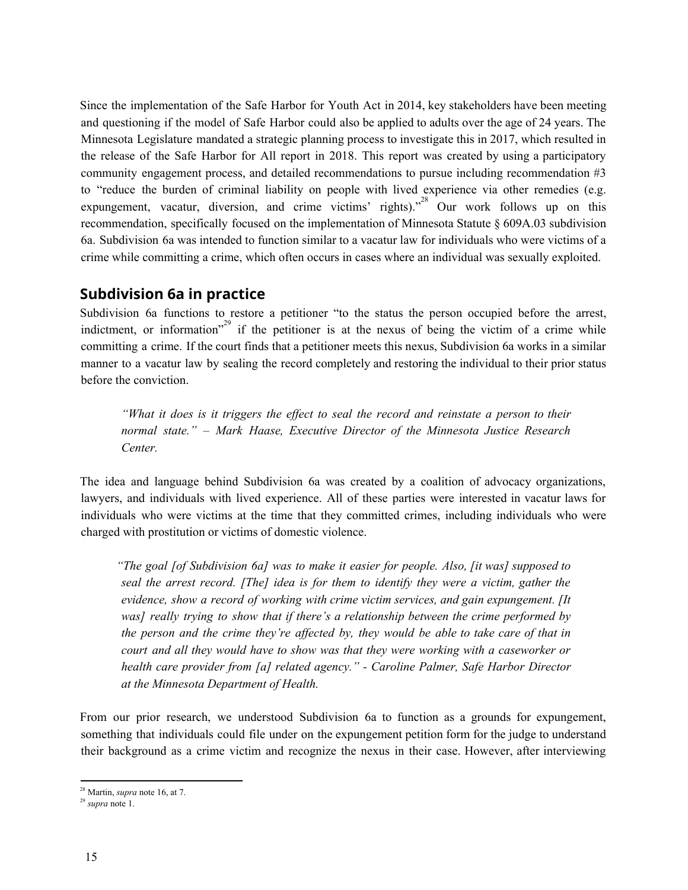Since the implementation of the Safe Harbor for Youth Act in 2014, key stakeholders have been meeting and questioning if the model of Safe Harbor could also be applied to adults over the age of 24 years. The Minnesota Legislature mandated a strategic planning process to investigate this in 2017, which resulted in the release of the Safe Harbor for All report in 2018. This report was created by using a participatory community engagement process, and detailed recommendations to pursue including recommendation #3 to "reduce the burden of criminal liability on people with lived experience via other remedies (e.g. expungement, vacatur, diversion, and crime victims' rights)."[28] Our work follows up on this recommendation, specifically focused on the implementation of Minnesota Statute § 609A.03 subdivision 6a. Subdivision 6a was intended to function similar to a vacatur law for individuals who were victims of a crime while committing a crime, which often occurs in cases where an individual was sexually exploited.

## Subdivision 6a in practice

Subdivision 6a functions to restore a petitioner "to the status the person occupied before the arrest, indictment, or information"[29] if the petitioner is at the nexus of being the victim of a crime while committing a crime. If the court finds that a petitioner meets this nexus, Subdivision 6a works in a similar manner to a vacatur law by sealing the record completely and restoring the individual to their prior status before the conviction.

> *"What it does is it triggers the effect to seal the record and reinstate a person to their normal state." – Mark Haase, Executive Director of the Minnesota Justice Research Center.*

The idea and language behind Subdivision 6a was created by a coalition of advocacy organizations, lawyers, and individuals with lived experience. All of these parties were interested in vacatur laws for individuals who were victims at the time that they committed crimes, including individuals who were charged with prostitution or victims of domestic violence.

> *"The goal [of Subdivision 6a] was to make it easier for people. Also, [it was] supposed to seal the arrest record. [The] idea is for them to identify they were a victim, gather the evidence, show a record of working with crime victim services, and gain expungement. [It was] really trying to show that if there's a relationship between the crime performed by the person and the crime they're affected by, they would be able to take care of that in court and all they would have to show was that they were working with a caseworker or health care provider from [a] related agency." - Caroline Palmer, Safe Harbor Director at the Minnesota Department of Health.*

From our prior research, we understood Subdivision 6a to function as a grounds for expungement, something that individuals could file under on the expungement petition form for the judge to understand their background as a crime victim and recognize the nexus in their case. However, after interviewing

---

[28] Martin, *supra* note 16, at 7.

[29] *supra* note 1.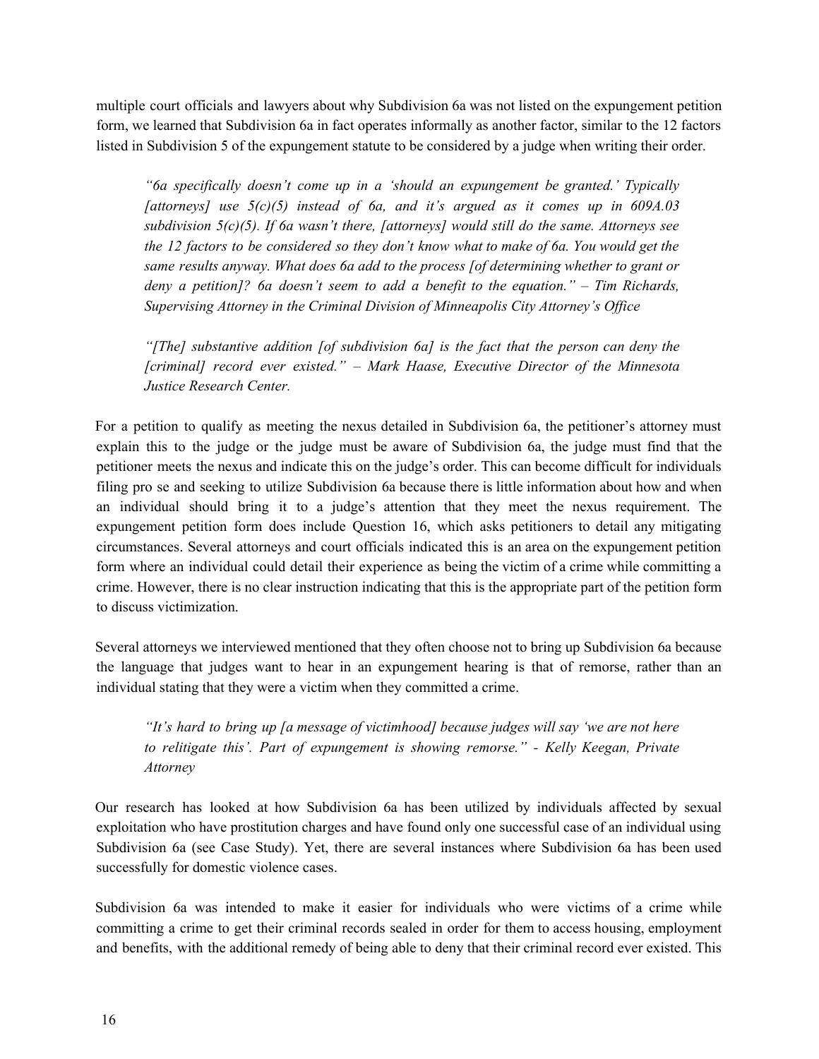multiple court officials and lawyers about why Subdivision 6a was not listed on the expungement petition form, we learned that Subdivision 6a in fact operates informally as another factor, similar to the 12 factors listed in Subdivision 5 of the expungement statute to be considered by a judge when writing their order.

> *"6a specifically doesn't come up in a 'should an expungement be granted.' Typically [attorneys] use 5(c)(5) instead of 6a, and it's argued as it comes up in 609A.03 subdivision 5(c)(5). If 6a wasn't there, [attorneys] would still do the same. Attorneys see the 12 factors to be considered so they don't know what to make of 6a. You would get the same results anyway. What does 6a add to the process [of determining whether to grant or deny a petition]? 6a doesn't seem to add a benefit to the equation." – Tim Richards, Supervising Attorney in the Criminal Division of Minneapolis City Attorney's Office*

> *"[The] substantive addition [of subdivision 6a] is the fact that the person can deny the [criminal] record ever existed." – Mark Haase, Executive Director of the Minnesota Justice Research Center.*

For a petition to qualify as meeting the nexus detailed in Subdivision 6a, the petitioner's attorney must explain this to the judge or the judge must be aware of Subdivision 6a, the judge must find that the petitioner meets the nexus and indicate this on the judge's order. This can become difficult for individuals filing pro se and seeking to utilize Subdivision 6a because there is little information about how and when an individual should bring it to a judge's attention that they meet the nexus requirement. The expungement petition form does include Question 16, which asks petitioners to detail any mitigating circumstances. Several attorneys and court officials indicated this is an area on the expungement petition form where an individual could detail their experience as being the victim of a crime while committing a crime. However, there is no clear instruction indicating that this is the appropriate part of the petition form to discuss victimization.

Several attorneys we interviewed mentioned that they often choose not to bring up Subdivision 6a because the language that judges want to hear in an expungement hearing is that of remorse, rather than an individual stating that they were a victim when they committed a crime.

> *"It's hard to bring up [a message of victimhood] because judges will say 'we are not here to relitigate this'. Part of expungement is showing remorse." - Kelly Keegan, Private Attorney*

Our research has looked at how Subdivision 6a has been utilized by individuals affected by sexual exploitation who have prostitution charges and have found only one successful case of an individual using Subdivision 6a (see Case Study). Yet, there are several instances where Subdivision 6a has been used successfully for domestic violence cases.

Subdivision 6a was intended to make it easier for individuals who were victims of a crime while committing a crime to get their criminal records sealed in order for them to access housing, employment and benefits, with the additional remedy of being able to deny that their criminal record ever existed. This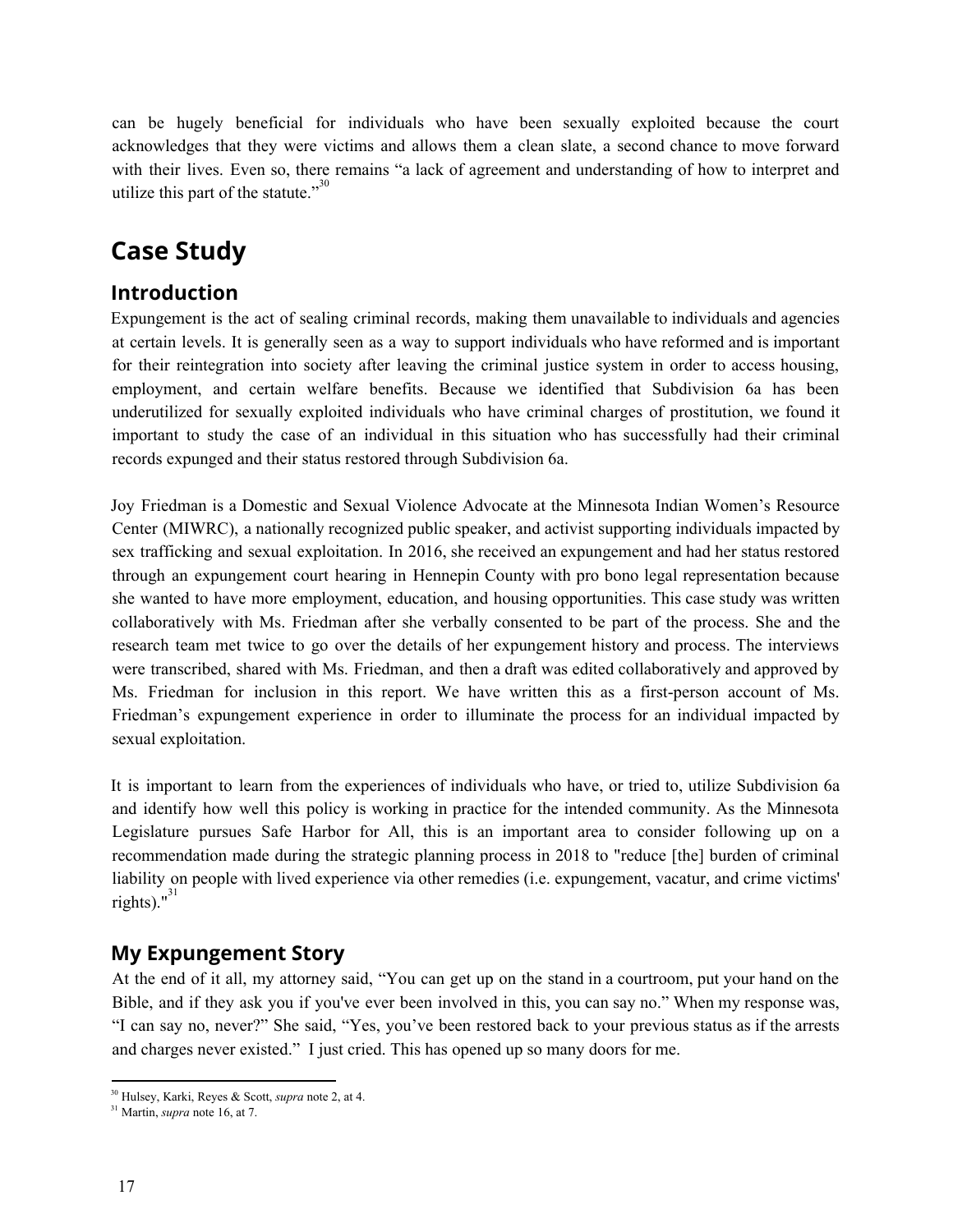can be hugely beneficial for individuals who have been sexually exploited because the court acknowledges that they were victims and allows them a clean slate, a second chance to move forward with their lives. Even so, there remains "a lack of agreement and understanding of how to interpret and utilize this part of the statute."[30]

# Case Study

## Introduction

Expungement is the act of sealing criminal records, making them unavailable to individuals and agencies at certain levels. It is generally seen as a way to support individuals who have reformed and is important for their reintegration into society after leaving the criminal justice system in order to access housing, employment, and certain welfare benefits. Because we identified that Subdivision 6a has been underutilized for sexually exploited individuals who have criminal charges of prostitution, we found it important to study the case of an individual in this situation who has successfully had their criminal records expunged and their status restored through Subdivision 6a.

Joy Friedman is a Domestic and Sexual Violence Advocate at the Minnesota Indian Women's Resource Center (MIWRC), a nationally recognized public speaker, and activist supporting individuals impacted by sex trafficking and sexual exploitation. In 2016, she received an expungement and had her status restored through an expungement court hearing in Hennepin County with pro bono legal representation because she wanted to have more employment, education, and housing opportunities. This case study was written collaboratively with Ms. Friedman after she verbally consented to be part of the process. She and the research team met twice to go over the details of her expungement history and process. The interviews were transcribed, shared with Ms. Friedman, and then a draft was edited collaboratively and approved by Ms. Friedman for inclusion in this report. We have written this as a first-person account of Ms. Friedman's expungement experience in order to illuminate the process for an individual impacted by sexual exploitation.

It is important to learn from the experiences of individuals who have, or tried to, utilize Subdivision 6a and identify how well this policy is working in practice for the intended community. As the Minnesota Legislature pursues Safe Harbor for All, this is an important area to consider following up on a recommendation made during the strategic planning process in 2018 to "reduce [the] burden of criminal liability on people with lived experience via other remedies (i.e. expungement, vacatur, and crime victims' rights)."[31]

## My Expungement Story

At the end of it all, my attorney said, "You can get up on the stand in a courtroom, put your hand on the Bible, and if they ask you if you've ever been involved in this, you can say no." When my response was, "I can say no, never?" She said, "Yes, you've been restored back to your previous status as if the arrests and charges never existed." I just cried. This has opened up so many doors for me.

---

[30] Hulsey, Karki, Reyes & Scott, *supra* note 2, at 4.

[31] Martin, *supra* note 16, at 7.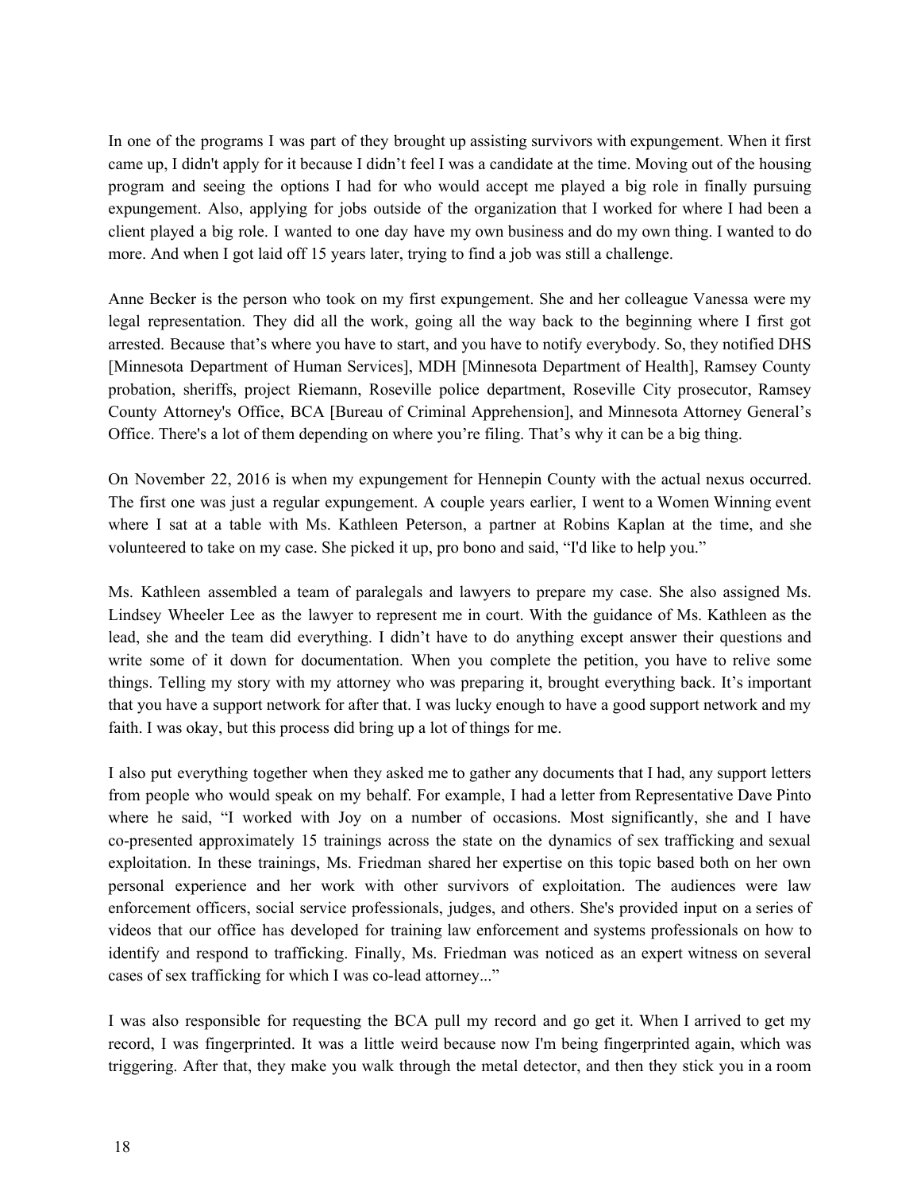In one of the programs I was part of they brought up assisting survivors with expungement. When it first came up, I didn't apply for it because I didn't feel I was a candidate at the time. Moving out of the housing program and seeing the options I had for who would accept me played a big role in finally pursuing expungement. Also, applying for jobs outside of the organization that I worked for where I had been a client played a big role. I wanted to one day have my own business and do my own thing. I wanted to do more. And when I got laid off 15 years later, trying to find a job was still a challenge.

Anne Becker is the person who took on my first expungement. She and her colleague Vanessa were my legal representation. They did all the work, going all the way back to the beginning where I first got arrested. Because that's where you have to start, and you have to notify everybody. So, they notified DHS [Minnesota Department of Human Services], MDH [Minnesota Department of Health], Ramsey County probation, sheriffs, project Riemann, Roseville police department, Roseville City prosecutor, Ramsey County Attorney's Office, BCA [Bureau of Criminal Apprehension], and Minnesota Attorney General's Office. There's a lot of them depending on where you're filing. That's why it can be a big thing.

On November 22, 2016 is when my expungement for Hennepin County with the actual nexus occurred. The first one was just a regular expungement. A couple years earlier, I went to a Women Winning event where I sat at a table with Ms. Kathleen Peterson, a partner at Robins Kaplan at the time, and she volunteered to take on my case. She picked it up, pro bono and said, "I'd like to help you."

Ms. Kathleen assembled a team of paralegals and lawyers to prepare my case. She also assigned Ms. Lindsey Wheeler Lee as the lawyer to represent me in court. With the guidance of Ms. Kathleen as the lead, she and the team did everything. I didn't have to do anything except answer their questions and write some of it down for documentation. When you complete the petition, you have to relive some things. Telling my story with my attorney who was preparing it, brought everything back. It's important that you have a support network for after that. I was lucky enough to have a good support network and my faith. I was okay, but this process did bring up a lot of things for me.

I also put everything together when they asked me to gather any documents that I had, any support letters from people who would speak on my behalf. For example, I had a letter from Representative Dave Pinto where he said, "I worked with Joy on a number of occasions. Most significantly, she and I have co-presented approximately 15 trainings across the state on the dynamics of sex trafficking and sexual exploitation. In these trainings, Ms. Friedman shared her expertise on this topic based both on her own personal experience and her work with other survivors of exploitation. The audiences were law enforcement officers, social service professionals, judges, and others. She's provided input on a series of videos that our office has developed for training law enforcement and systems professionals on how to identify and respond to trafficking. Finally, Ms. Friedman was noticed as an expert witness on several cases of sex trafficking for which I was co-lead attorney..."

I was also responsible for requesting the BCA pull my record and go get it. When I arrived to get my record, I was fingerprinted. It was a little weird because now I'm being fingerprinted again, which was triggering. After that, they make you walk through the metal detector, and then they stick you in a room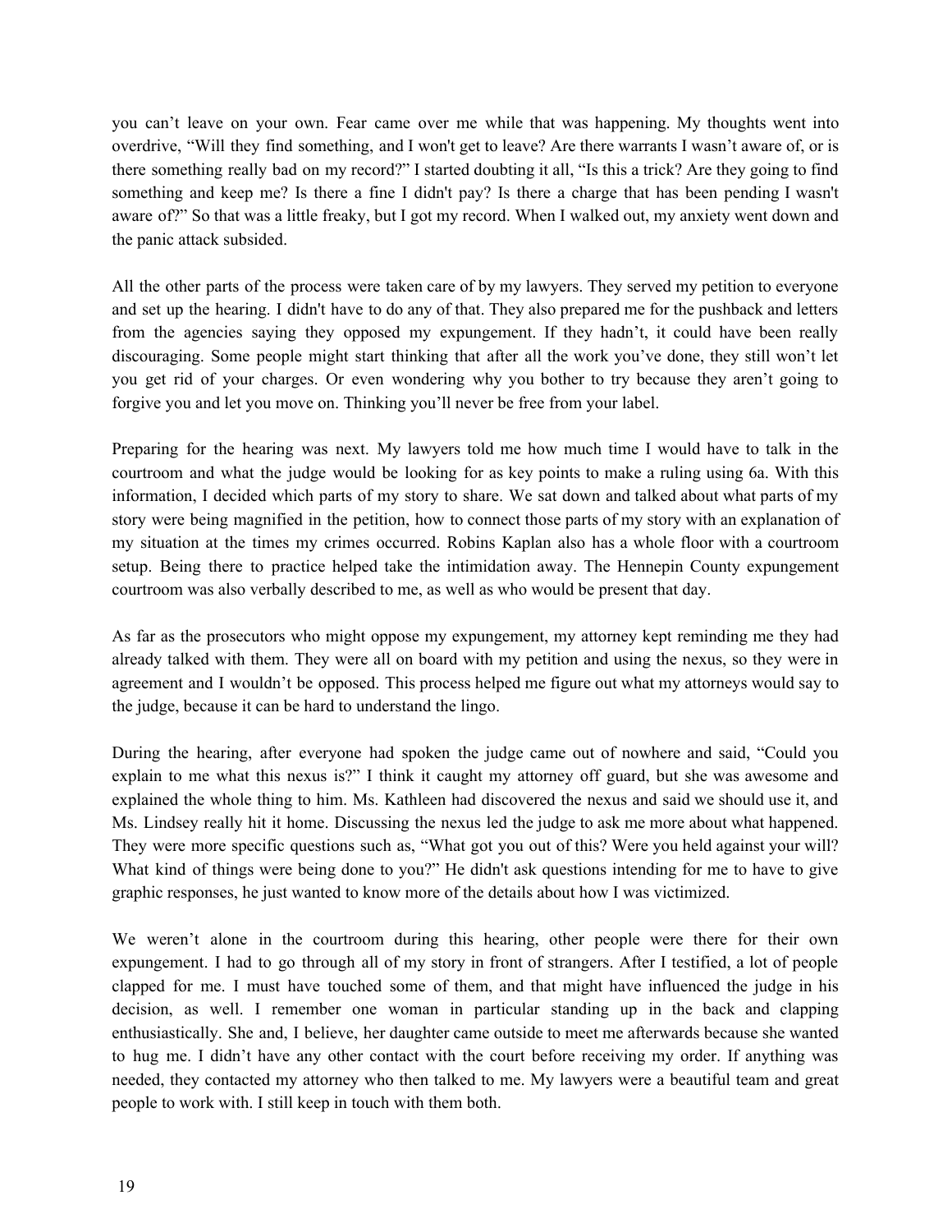you can't leave on your own. Fear came over me while that was happening. My thoughts went into overdrive, "Will they find something, and I won't get to leave? Are there warrants I wasn't aware of, or is there something really bad on my record?" I started doubting it all, "Is this a trick? Are they going to find something and keep me? Is there a fine I didn't pay? Is there a charge that has been pending I wasn't aware of?" So that was a little freaky, but I got my record. When I walked out, my anxiety went down and the panic attack subsided.

All the other parts of the process were taken care of by my lawyers. They served my petition to everyone and set up the hearing. I didn't have to do any of that. They also prepared me for the pushback and letters from the agencies saying they opposed my expungement. If they hadn't, it could have been really discouraging. Some people might start thinking that after all the work you've done, they still won't let you get rid of your charges. Or even wondering why you bother to try because they aren't going to forgive you and let you move on. Thinking you'll never be free from your label.

Preparing for the hearing was next. My lawyers told me how much time I would have to talk in the courtroom and what the judge would be looking for as key points to make a ruling using 6a. With this information, I decided which parts of my story to share. We sat down and talked about what parts of my story were being magnified in the petition, how to connect those parts of my story with an explanation of my situation at the times my crimes occurred. Robins Kaplan also has a whole floor with a courtroom setup. Being there to practice helped take the intimidation away. The Hennepin County expungement courtroom was also verbally described to me, as well as who would be present that day.

As far as the prosecutors who might oppose my expungement, my attorney kept reminding me they had already talked with them. They were all on board with my petition and using the nexus, so they were in agreement and I wouldn't be opposed. This process helped me figure out what my attorneys would say to the judge, because it can be hard to understand the lingo.

During the hearing, after everyone had spoken the judge came out of nowhere and said, "Could you explain to me what this nexus is?" I think it caught my attorney off guard, but she was awesome and explained the whole thing to him. Ms. Kathleen had discovered the nexus and said we should use it, and Ms. Lindsey really hit it home. Discussing the nexus led the judge to ask me more about what happened. They were more specific questions such as, "What got you out of this? Were you held against your will? What kind of things were being done to you?" He didn't ask questions intending for me to have to give graphic responses, he just wanted to know more of the details about how I was victimized.

We weren't alone in the courtroom during this hearing, other people were there for their own expungement. I had to go through all of my story in front of strangers. After I testified, a lot of people clapped for me. I must have touched some of them, and that might have influenced the judge in his decision, as well. I remember one woman in particular standing up in the back and clapping enthusiastically. She and, I believe, her daughter came outside to meet me afterwards because she wanted to hug me. I didn't have any other contact with the court before receiving my order. If anything was needed, they contacted my attorney who then talked to me. My lawyers were a beautiful team and great people to work with. I still keep in touch with them both.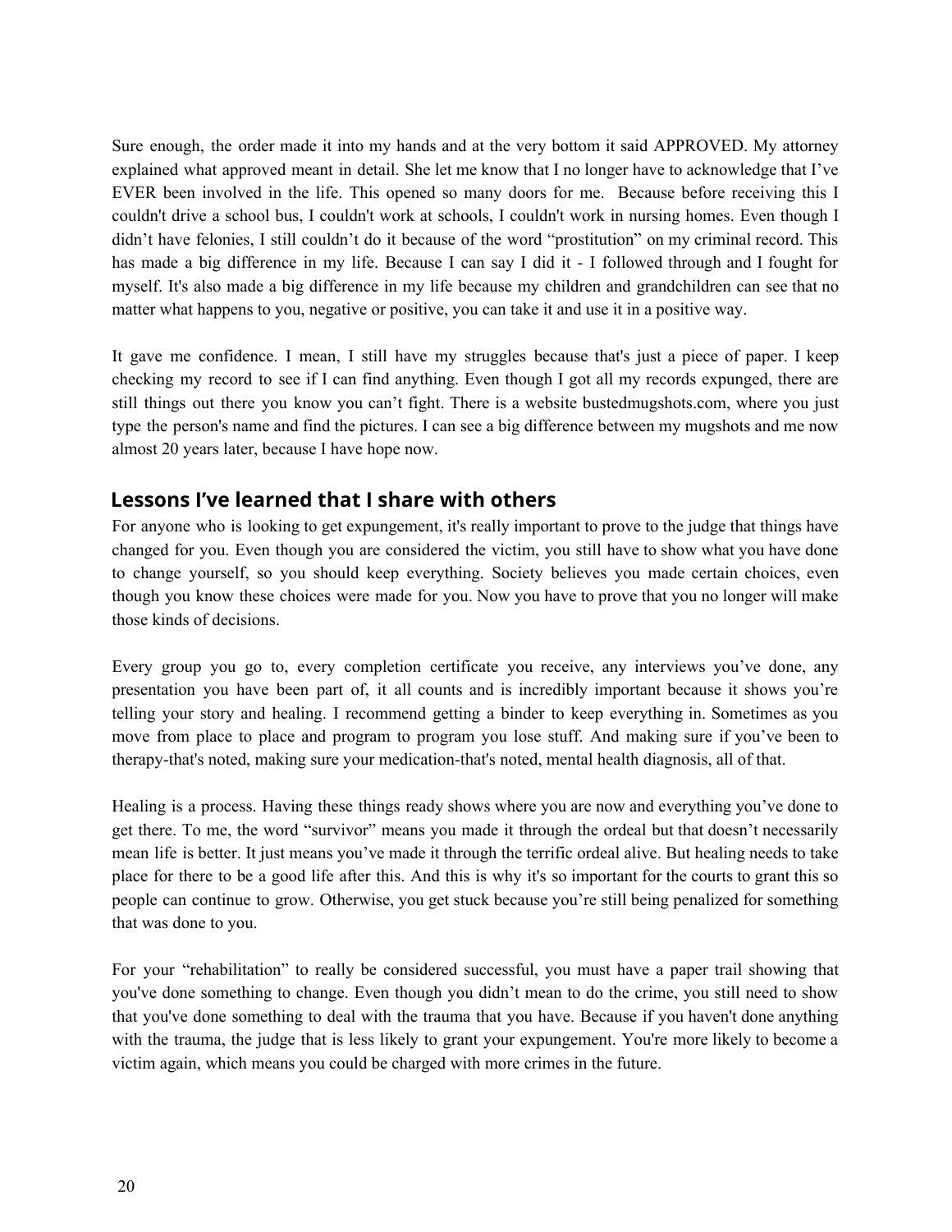Sure enough, the order made it into my hands and at the very bottom it said APPROVED. My attorney explained what approved meant in detail. She let me know that I no longer have to acknowledge that I've EVER been involved in the life. This opened so many doors for me. Because before receiving this I couldn't drive a school bus, I couldn't work at schools, I couldn't work in nursing homes. Even though I didn't have felonies, I still couldn't do it because of the word "prostitution" on my criminal record. This has made a big difference in my life. Because I can say I did it - I followed through and I fought for myself. It's also made a big difference in my life because my children and grandchildren can see that no matter what happens to you, negative or positive, you can take it and use it in a positive way.

It gave me confidence. I mean, I still have my struggles because that's just a piece of paper. I keep checking my record to see if I can find anything. Even though I got all my records expunged, there are still things out there you know you can't fight. There is a website bustedmugshots.com, where you just type the person's name and find the pictures. I can see a big difference between my mugshots and me now almost 20 years later, because I have hope now.

## Lessons I've learned that I share with others

For anyone who is looking to get expungement, it's really important to prove to the judge that things have changed for you. Even though you are considered the victim, you still have to show what you have done to change yourself, so you should keep everything. Society believes you made certain choices, even though you know these choices were made for you. Now you have to prove that you no longer will make those kinds of decisions.

Every group you go to, every completion certificate you receive, any interviews you've done, any presentation you have been part of, it all counts and is incredibly important because it shows you're telling your story and healing. I recommend getting a binder to keep everything in. Sometimes as you move from place to place and program to program you lose stuff. And making sure if you've been to therapy-that's noted, making sure your medication-that's noted, mental health diagnosis, all of that.

Healing is a process. Having these things ready shows where you are now and everything you've done to get there. To me, the word "survivor" means you made it through the ordeal but that doesn't necessarily mean life is better. It just means you've made it through the terrific ordeal alive. But healing needs to take place for there to be a good life after this. And this is why it's so important for the courts to grant this so people can continue to grow. Otherwise, you get stuck because you're still being penalized for something that was done to you.

For your "rehabilitation" to really be considered successful, you must have a paper trail showing that you've done something to change. Even though you didn't mean to do the crime, you still need to show that you've done something to deal with the trauma that you have. Because if you haven't done anything with the trauma, the judge that is less likely to grant your expungement. You're more likely to become a victim again, which means you could be charged with more crimes in the future.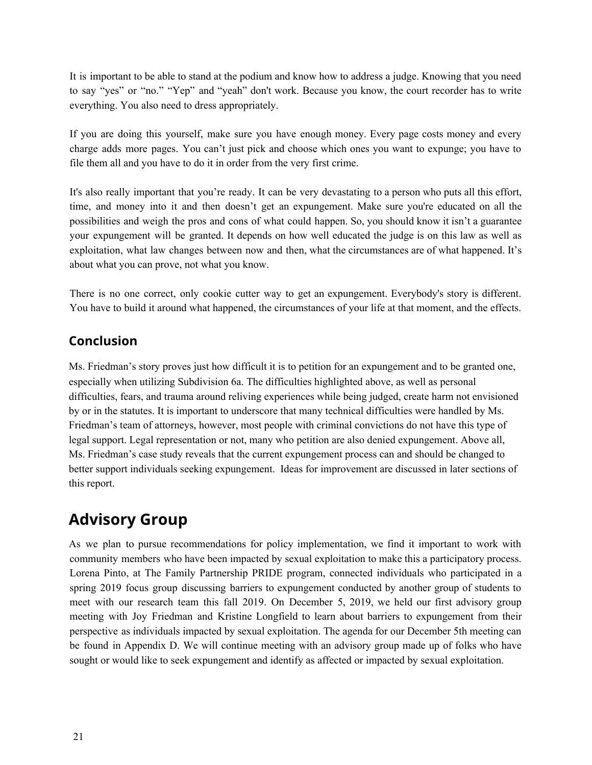It is important to be able to stand at the podium and know how to address a judge. Knowing that you need to say "yes" or "no." "Yep" and "yeah" don't work. Because you know, the court recorder has to write everything. You also need to dress appropriately.

If you are doing this yourself, make sure you have enough money. Every page costs money and every charge adds more pages. You can't just pick and choose which ones you want to expunge; you have to file them all and you have to do it in order from the very first crime.

It's also really important that you're ready. It can be very devastating to a person who puts all this effort, time, and money into it and then doesn't get an expungement. Make sure you're educated on all the possibilities and weigh the pros and cons of what could happen. So, you should know it isn't a guarantee your expungement will be granted. It depends on how well educated the judge is on this law as well as exploitation, what law changes between now and then, what the circumstances are of what happened. It's about what you can prove, not what you know.

There is no one correct, only cookie cutter way to get an expungement. Everybody's story is different. You have to build it around what happened, the circumstances of your life at that moment, and the effects.

### Conclusion

Ms. Friedman's story proves just how difficult it is to petition for an expungement and to be granted one, especially when utilizing Subdivision 6a. The difficulties highlighted above, as well as personal difficulties, fears, and trauma around reliving experiences while being judged, create harm not envisioned by or in the statutes. It is important to underscore that many technical difficulties were handled by Ms. Friedman's team of attorneys, however, most people with criminal convictions do not have this type of legal support. Legal representation or not, many who petition are also denied expungement. Above all, Ms. Friedman's case study reveals that the current expungement process can and should be changed to better support individuals seeking expungement. Ideas for improvement are discussed in later sections of this report.

## Advisory Group

As we plan to pursue recommendations for policy implementation, we find it important to work with community members who have been impacted by sexual exploitation to make this a participatory process. Lorena Pinto, at The Family Partnership PRIDE program, connected individuals who participated in a spring 2019 focus group discussing barriers to expungement conducted by another group of students to meet with our research team this fall 2019. On December 5, 2019, we held our first advisory group meeting with Joy Friedman and Kristine Longfield to learn about barriers to expungement from their perspective as individuals impacted by sexual exploitation. The agenda for our December 5th meeting can be found in Appendix D. We will continue meeting with an advisory group made up of folks who have sought or would like to seek expungement and identify as affected or impacted by sexual exploitation.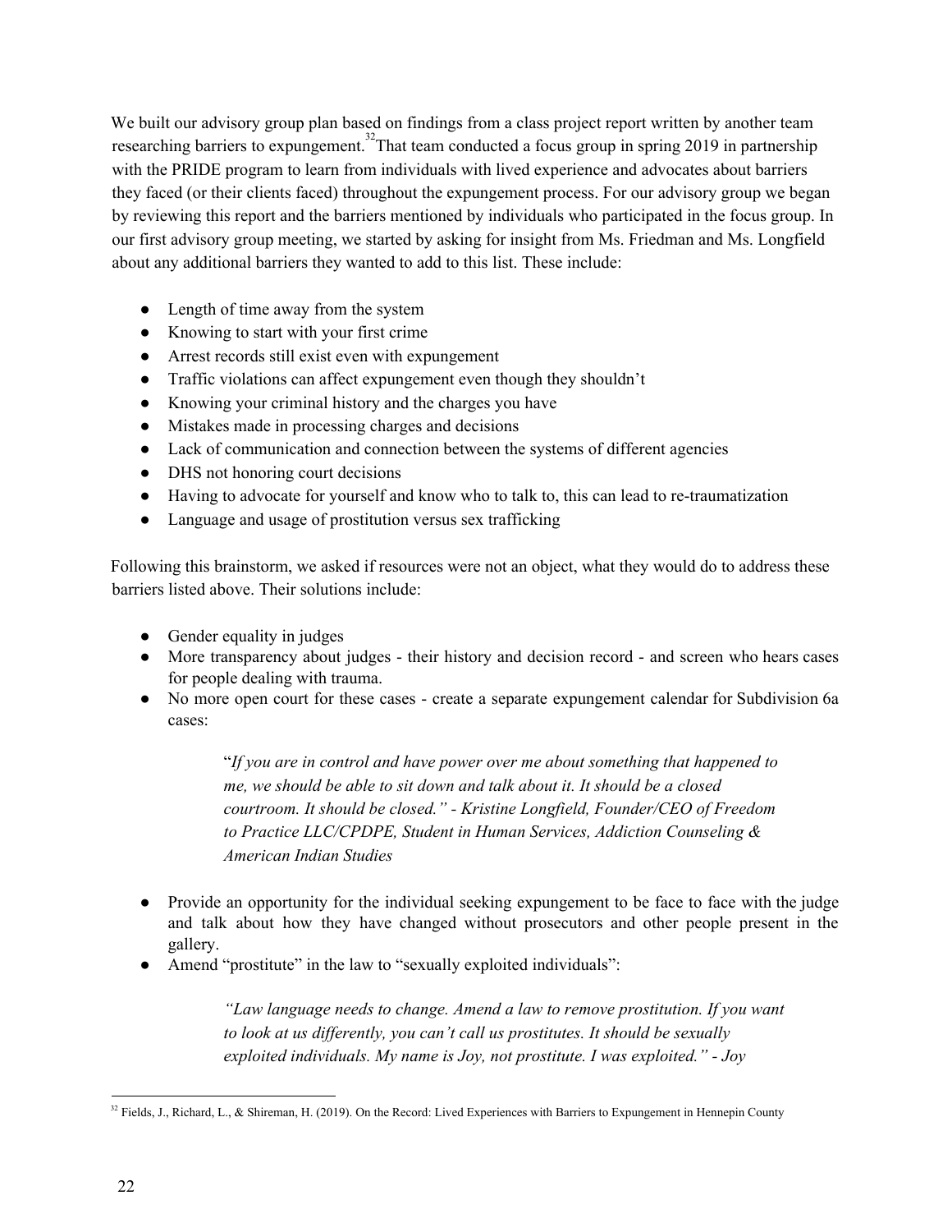We built our advisory group plan based on findings from a class project report written by another team researching barriers to expungement.[32] That team conducted a focus group in spring 2019 in partnership with the PRIDE program to learn from individuals with lived experience and advocates about barriers they faced (or their clients faced) throughout the expungement process. For our advisory group we began by reviewing this report and the barriers mentioned by individuals who participated in the focus group. In our first advisory group meeting, we started by asking for insight from Ms. Friedman and Ms. Longfield about any additional barriers they wanted to add to this list. These include:

- Length of time away from the system
- Knowing to start with your first crime
- Arrest records still exist even with expungement
- Traffic violations can affect expungement even though they shouldn't
- Knowing your criminal history and the charges you have
- Mistakes made in processing charges and decisions
- Lack of communication and connection between the systems of different agencies
- DHS not honoring court decisions
- Having to advocate for yourself and know who to talk to, this can lead to re-traumatization
- Language and usage of prostitution versus sex trafficking

Following this brainstorm, we asked if resources were not an object, what they would do to address these barriers listed above. Their solutions include:

- Gender equality in judges
- More transparency about judges - their history and decision record - and screen who hears cases for people dealing with trauma.
- No more open court for these cases - create a separate expungement calendar for Subdivision 6a cases:

  > "*If you are in control and have power over me about something that happened to me, we should be able to sit down and talk about it. It should be a closed courtroom. It should be closed." - Kristine Longfield, Founder/CEO of Freedom to Practice LLC/CPDPE, Student in Human Services, Addiction Counseling & American Indian Studies*

- Provide an opportunity for the individual seeking expungement to be face to face with the judge and talk about how they have changed without prosecutors and other people present in the gallery.
- Amend "prostitute" in the law to "sexually exploited individuals":

  > *"Law language needs to change. Amend a law to remove prostitution. If you want to look at us differently, you can't call us prostitutes. It should be sexually exploited individuals. My name is Joy, not prostitute. I was exploited." - Joy*

---

[32] Fields, J., Richard, L., & Shireman, H. (2019). On the Record: Lived Experiences with Barriers to Expungement in Hennepin County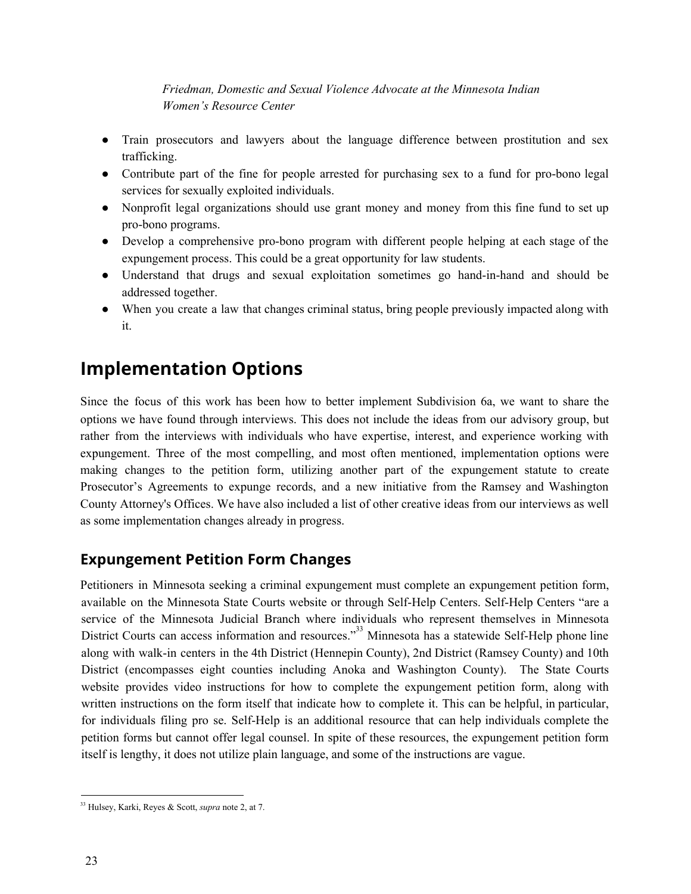*Friedman, Domestic and Sexual Violence Advocate at the Minnesota Indian Women's Resource Center*

- Train prosecutors and lawyers about the language difference between prostitution and sex trafficking.
- Contribute part of the fine for people arrested for purchasing sex to a fund for pro-bono legal services for sexually exploited individuals.
- Nonprofit legal organizations should use grant money and money from this fine fund to set up pro-bono programs.
- Develop a comprehensive pro-bono program with different people helping at each stage of the expungement process. This could be a great opportunity for law students.
- Understand that drugs and sexual exploitation sometimes go hand-in-hand and should be addressed together.
- When you create a law that changes criminal status, bring people previously impacted along with it.

# Implementation Options

Since the focus of this work has been how to better implement Subdivision 6a, we want to share the options we have found through interviews. This does not include the ideas from our advisory group, but rather from the interviews with individuals who have expertise, interest, and experience working with expungement. Three of the most compelling, and most often mentioned, implementation options were making changes to the petition form, utilizing another part of the expungement statute to create Prosecutor's Agreements to expunge records, and a new initiative from the Ramsey and Washington County Attorney's Offices. We have also included a list of other creative ideas from our interviews as well as some implementation changes already in progress.

## Expungement Petition Form Changes

Petitioners in Minnesota seeking a criminal expungement must complete an expungement petition form, available on the Minnesota State Courts website or through Self-Help Centers. Self-Help Centers "are a service of the Minnesota Judicial Branch where individuals who represent themselves in Minnesota District Courts can access information and resources."[33] Minnesota has a statewide Self-Help phone line along with walk-in centers in the 4th District (Hennepin County), 2nd District (Ramsey County) and 10th District (encompasses eight counties including Anoka and Washington County). The State Courts website provides video instructions for how to complete the expungement petition form, along with written instructions on the form itself that indicate how to complete it. This can be helpful, in particular, for individuals filing pro se. Self-Help is an additional resource that can help individuals complete the petition forms but cannot offer legal counsel. In spite of these resources, the expungement petition form itself is lengthy, it does not utilize plain language, and some of the instructions are vague.

[33] Hulsey, Karki, Reyes & Scott, *supra* note 2, at 7.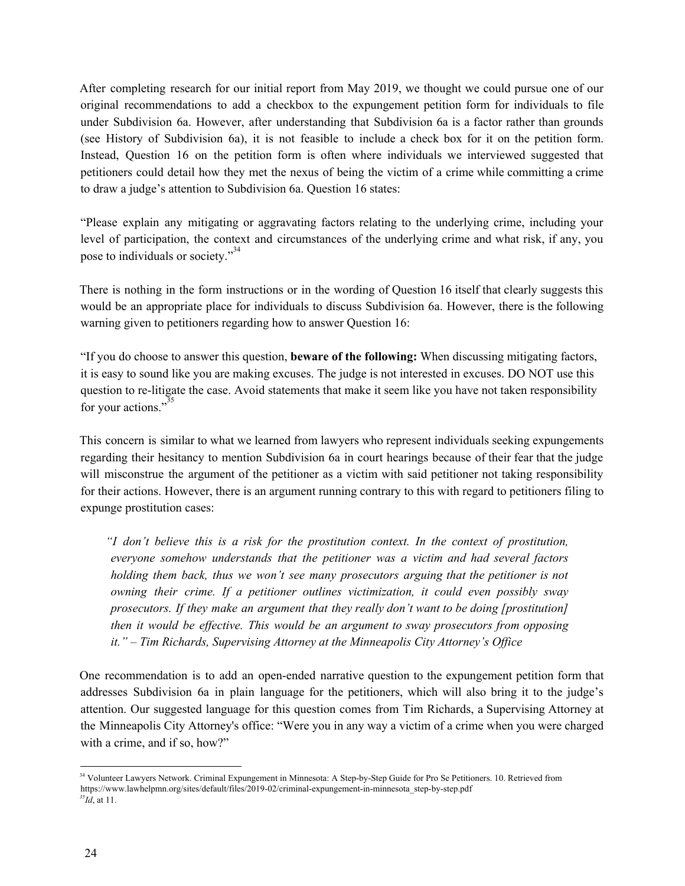After completing research for our initial report from May 2019, we thought we could pursue one of our original recommendations to add a checkbox to the expungement petition form for individuals to file under Subdivision 6a. However, after understanding that Subdivision 6a is a factor rather than grounds (see History of Subdivision 6a), it is not feasible to include a check box for it on the petition form. Instead, Question 16 on the petition form is often where individuals we interviewed suggested that petitioners could detail how they met the nexus of being the victim of a crime while committing a crime to draw a judge's attention to Subdivision 6a. Question 16 states:

"Please explain any mitigating or aggravating factors relating to the underlying crime, including your level of participation, the context and circumstances of the underlying crime and what risk, if any, you pose to individuals or society."[34]

There is nothing in the form instructions or in the wording of Question 16 itself that clearly suggests this would be an appropriate place for individuals to discuss Subdivision 6a. However, there is the following warning given to petitioners regarding how to answer Question 16:

"If you do choose to answer this question, **beware of the following:** When discussing mitigating factors, it is easy to sound like you are making excuses. The judge is not interested in excuses. DO NOT use this question to re-litigate the case. Avoid statements that make it seem like you have not taken responsibility for your actions."[35]

This concern is similar to what we learned from lawyers who represent individuals seeking expungements regarding their hesitancy to mention Subdivision 6a in court hearings because of their fear that the judge will misconstrue the argument of the petitioner as a victim with said petitioner not taking responsibility for their actions. However, there is an argument running contrary to this with regard to petitioners filing to expunge prostitution cases:

> *"I don't believe this is a risk for the prostitution context. In the context of prostitution, everyone somehow understands that the petitioner was a victim and had several factors holding them back, thus we won't see many prosecutors arguing that the petitioner is not owning their crime. If a petitioner outlines victimization, it could even possibly sway prosecutors. If they make an argument that they really don't want to be doing [prostitution] then it would be effective. This would be an argument to sway prosecutors from opposing it." – Tim Richards, Supervising Attorney at the Minneapolis City Attorney's Office*

One recommendation is to add an open-ended narrative question to the expungement petition form that addresses Subdivision 6a in plain language for the petitioners, which will also bring it to the judge's attention. Our suggested language for this question comes from Tim Richards, a Supervising Attorney at the Minneapolis City Attorney's office: "Were you in any way a victim of a crime when you were charged with a crime, and if so, how?"

---

[34] Volunteer Lawyers Network. Criminal Expungement in Minnesota: A Step-by-Step Guide for Pro Se Petitioners. 10. Retrieved from https://www.lawhelpmn.org/sites/default/files/2019-02/criminal-expungement-in-minnesota_step-by-step.pdf

[35] *Id*, at 11.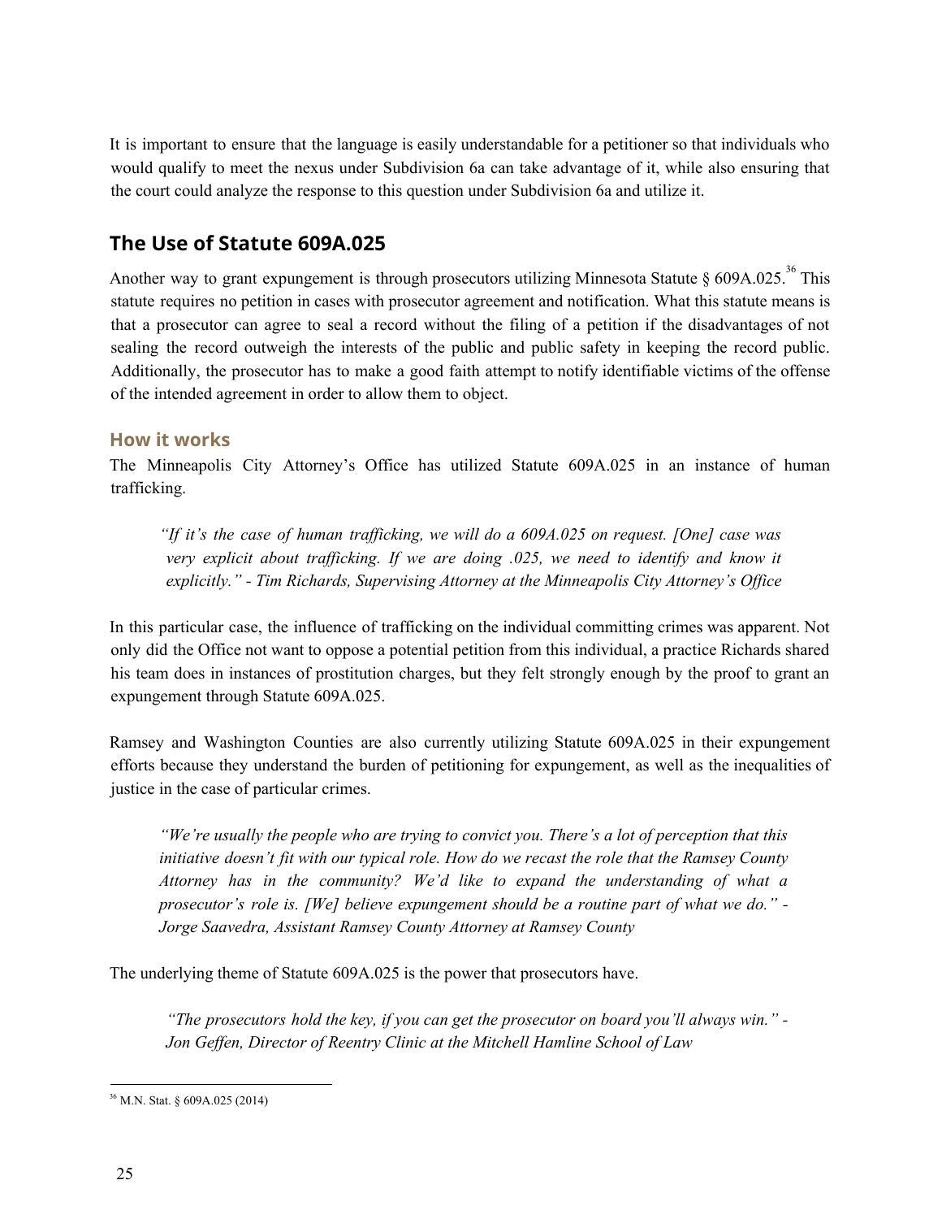It is important to ensure that the language is easily understandable for a petitioner so that individuals who would qualify to meet the nexus under Subdivision 6a can take advantage of it, while also ensuring that the court could analyze the response to this question under Subdivision 6a and utilize it.

## The Use of Statute 609A.025

Another way to grant expungement is through prosecutors utilizing Minnesota Statute § 609A.025.[36] This statute requires no petition in cases with prosecutor agreement and notification. What this statute means is that a prosecutor can agree to seal a record without the filing of a petition if the disadvantages of not sealing the record outweigh the interests of the public and public safety in keeping the record public. Additionally, the prosecutor has to make a good faith attempt to notify identifiable victims of the offense of the intended agreement in order to allow them to object.

### How it works

The Minneapolis City Attorney's Office has utilized Statute 609A.025 in an instance of human trafficking.

> *"If it's the case of human trafficking, we will do a 609A.025 on request. [One] case was very explicit about trafficking. If we are doing .025, we need to identify and know it explicitly." - Tim Richards, Supervising Attorney at the Minneapolis City Attorney's Office*

In this particular case, the influence of trafficking on the individual committing crimes was apparent. Not only did the Office not want to oppose a potential petition from this individual, a practice Richards shared his team does in instances of prostitution charges, but they felt strongly enough by the proof to grant an expungement through Statute 609A.025.

Ramsey and Washington Counties are also currently utilizing Statute 609A.025 in their expungement efforts because they understand the burden of petitioning for expungement, as well as the inequalities of justice in the case of particular crimes.

> *"We're usually the people who are trying to convict you. There's a lot of perception that this initiative doesn't fit with our typical role. How do we recast the role that the Ramsey County Attorney has in the community? We'd like to expand the understanding of what a prosecutor's role is. [We] believe expungement should be a routine part of what we do." - Jorge Saavedra, Assistant Ramsey County Attorney at Ramsey County*

The underlying theme of Statute 609A.025 is the power that prosecutors have.

> *"The prosecutors hold the key, if you can get the prosecutor on board you'll always win." - Jon Geffen, Director of Reentry Clinic at the Mitchell Hamline School of Law*

---

[36] M.N. Stat. § 609A.025 (2014)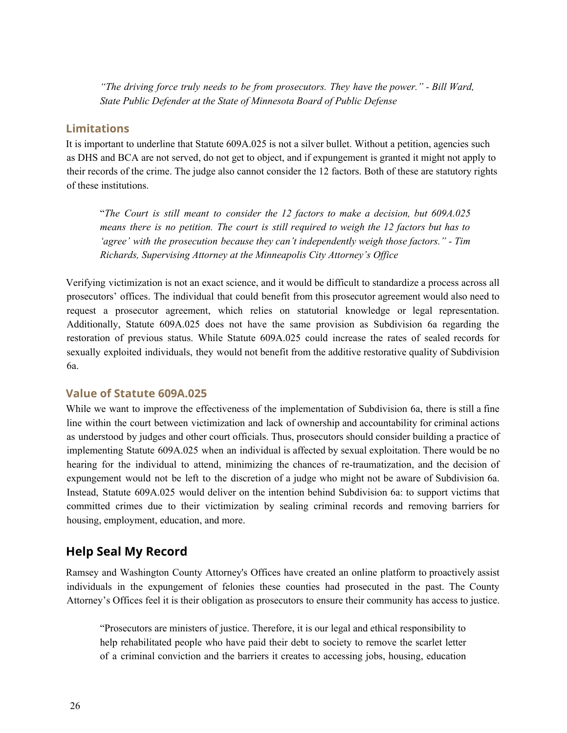> *"The driving force truly needs to be from prosecutors. They have the power." - Bill Ward, State Public Defender at the State of Minnesota Board of Public Defense*

### Limitations

It is important to underline that Statute 609A.025 is not a silver bullet. Without a petition, agencies such as DHS and BCA are not served, do not get to object, and if expungement is granted it might not apply to their records of the crime. The judge also cannot consider the 12 factors. Both of these are statutory rights of these institutions.

> "*The Court is still meant to consider the 12 factors to make a decision, but 609A.025 means there is no petition. The court is still required to weigh the 12 factors but has to 'agree' with the prosecution because they can't independently weigh those factors." - Tim Richards, Supervising Attorney at the Minneapolis City Attorney's Office*

Verifying victimization is not an exact science, and it would be difficult to standardize a process across all prosecutors' offices. The individual that could benefit from this prosecutor agreement would also need to request a prosecutor agreement, which relies on statutorial knowledge or legal representation. Additionally, Statute 609A.025 does not have the same provision as Subdivision 6a regarding the restoration of previous status. While Statute 609A.025 could increase the rates of sealed records for sexually exploited individuals, they would not benefit from the additive restorative quality of Subdivision 6a.

### Value of Statute 609A.025

While we want to improve the effectiveness of the implementation of Subdivision 6a, there is still a fine line within the court between victimization and lack of ownership and accountability for criminal actions as understood by judges and other court officials. Thus, prosecutors should consider building a practice of implementing Statute 609A.025 when an individual is affected by sexual exploitation. There would be no hearing for the individual to attend, minimizing the chances of re-traumatization, and the decision of expungement would not be left to the discretion of a judge who might not be aware of Subdivision 6a. Instead, Statute 609A.025 would deliver on the intention behind Subdivision 6a: to support victims that committed crimes due to their victimization by sealing criminal records and removing barriers for housing, employment, education, and more.

## Help Seal My Record

Ramsey and Washington County Attorney's Offices have created an online platform to proactively assist individuals in the expungement of felonies these counties had prosecuted in the past. The County Attorney's Offices feel it is their obligation as prosecutors to ensure their community has access to justice.

> "Prosecutors are ministers of justice. Therefore, it is our legal and ethical responsibility to help rehabilitated people who have paid their debt to society to remove the scarlet letter of a criminal conviction and the barriers it creates to accessing jobs, housing, education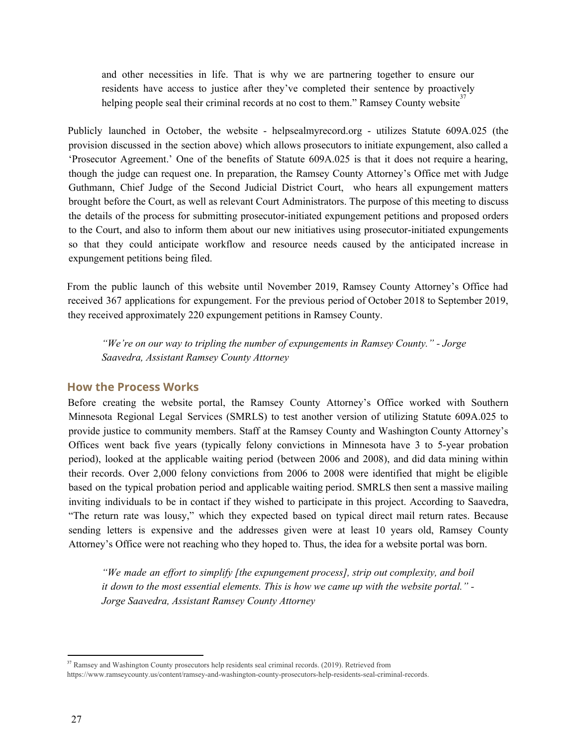> and other necessities in life. That is why we are partnering together to ensure our residents have access to justice after they've completed their sentence by proactively helping people seal their criminal records at no cost to them." Ramsey County website[37]

Publicly launched in October, the website - helpsealmyrecord.org - utilizes Statute 609A.025 (the provision discussed in the section above) which allows prosecutors to initiate expungement, also called a 'Prosecutor Agreement.' One of the benefits of Statute 609A.025 is that it does not require a hearing, though the judge can request one. In preparation, the Ramsey County Attorney's Office met with Judge Guthmann, Chief Judge of the Second Judicial District Court, who hears all expungement matters brought before the Court, as well as relevant Court Administrators. The purpose of this meeting to discuss the details of the process for submitting prosecutor-initiated expungement petitions and proposed orders to the Court, and also to inform them about our new initiatives using prosecutor-initiated expungements so that they could anticipate workflow and resource needs caused by the anticipated increase in expungement petitions being filed.

From the public launch of this website until November 2019, Ramsey County Attorney's Office had received 367 applications for expungement. For the previous period of October 2018 to September 2019, they received approximately 220 expungement petitions in Ramsey County.

> *"We're on our way to tripling the number of expungements in Ramsey County." - Jorge Saavedra, Assistant Ramsey County Attorney*

## How the Process Works

Before creating the website portal, the Ramsey County Attorney's Office worked with Southern Minnesota Regional Legal Services (SMRLS) to test another version of utilizing Statute 609A.025 to provide justice to community members. Staff at the Ramsey County and Washington County Attorney's Offices went back five years (typically felony convictions in Minnesota have 3 to 5-year probation period), looked at the applicable waiting period (between 2006 and 2008), and did data mining within their records. Over 2,000 felony convictions from 2006 to 2008 were identified that might be eligible based on the typical probation period and applicable waiting period. SMRLS then sent a massive mailing inviting individuals to be in contact if they wished to participate in this project. According to Saavedra, "The return rate was lousy," which they expected based on typical direct mail return rates. Because sending letters is expensive and the addresses given were at least 10 years old, Ramsey County Attorney's Office were not reaching who they hoped to. Thus, the idea for a website portal was born.

> *"We made an effort to simplify [the expungement process], strip out complexity, and boil it down to the most essential elements. This is how we came up with the website portal." - Jorge Saavedra, Assistant Ramsey County Attorney*

---

[37] Ramsey and Washington County prosecutors help residents seal criminal records. (2019). Retrieved from https://www.ramseycounty.us/content/ramsey-and-washington-county-prosecutors-help-residents-seal-criminal-records.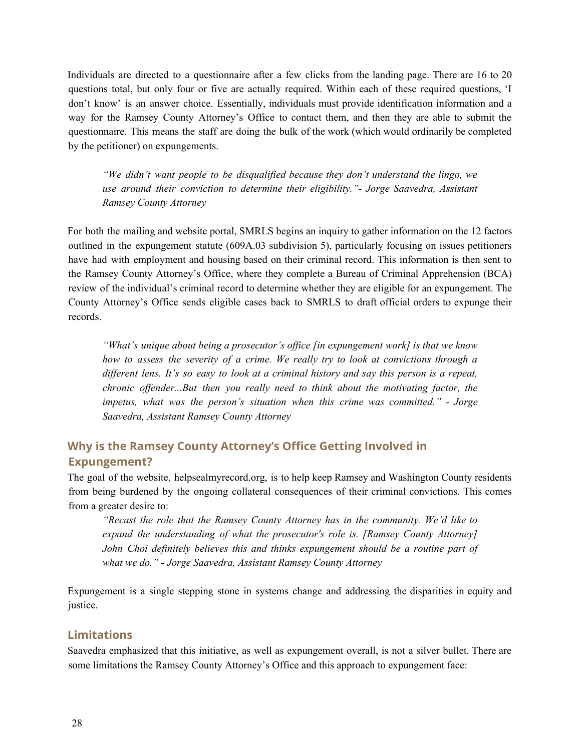Individuals are directed to a questionnaire after a few clicks from the landing page. There are 16 to 20 questions total, but only four or five are actually required. Within each of these required questions, 'I don't know' is an answer choice. Essentially, individuals must provide identification information and a way for the Ramsey County Attorney's Office to contact them, and then they are able to submit the questionnaire. This means the staff are doing the bulk of the work (which would ordinarily be completed by the petitioner) on expungements.

> *"We didn't want people to be disqualified because they don't understand the lingo, we use around their conviction to determine their eligibility."- Jorge Saavedra, Assistant Ramsey County Attorney*

For both the mailing and website portal, SMRLS begins an inquiry to gather information on the 12 factors outlined in the expungement statute (609A.03 subdivision 5), particularly focusing on issues petitioners have had with employment and housing based on their criminal record. This information is then sent to the Ramsey County Attorney's Office, where they complete a Bureau of Criminal Apprehension (BCA) review of the individual's criminal record to determine whether they are eligible for an expungement. The County Attorney's Office sends eligible cases back to SMRLS to draft official orders to expunge their records.

> *"What's unique about being a prosecutor's office [in expungement work] is that we know how to assess the severity of a crime. We really try to look at convictions through a different lens. It's so easy to look at a criminal history and say this person is a repeat, chronic offender...But then you really need to think about the motivating factor, the impetus, what was the person's situation when this crime was committed." - Jorge Saavedra, Assistant Ramsey County Attorney*

## Why is the Ramsey County Attorney's Office Getting Involved in Expungement?

The goal of the website, helpsealmyrecord.org, is to help keep Ramsey and Washington County residents from being burdened by the ongoing collateral consequences of their criminal convictions. This comes from a greater desire to:

> *"Recast the role that the Ramsey County Attorney has in the community. We'd like to expand the understanding of what the prosecutor's role is. [Ramsey County Attorney] John Choi definitely believes this and thinks expungement should be a routine part of what we do." - Jorge Saavedra, Assistant Ramsey County Attorney*

Expungement is a single stepping stone in systems change and addressing the disparities in equity and justice.

## Limitations

Saavedra emphasized that this initiative, as well as expungement overall, is not a silver bullet. There are some limitations the Ramsey County Attorney's Office and this approach to expungement face: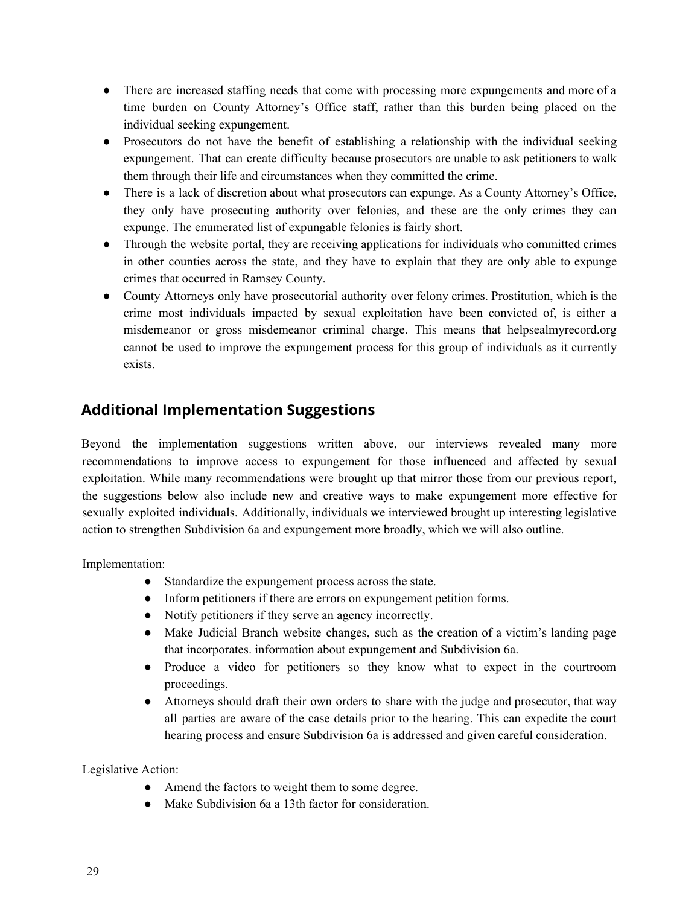- There are increased staffing needs that come with processing more expungements and more of a time burden on County Attorney's Office staff, rather than this burden being placed on the individual seeking expungement.
- Prosecutors do not have the benefit of establishing a relationship with the individual seeking expungement. That can create difficulty because prosecutors are unable to ask petitioners to walk them through their life and circumstances when they committed the crime.
- There is a lack of discretion about what prosecutors can expunge. As a County Attorney's Office, they only have prosecuting authority over felonies, and these are the only crimes they can expunge. The enumerated list of expungable felonies is fairly short.
- Through the website portal, they are receiving applications for individuals who committed crimes in other counties across the state, and they have to explain that they are only able to expunge crimes that occurred in Ramsey County.
- County Attorneys only have prosecutorial authority over felony crimes. Prostitution, which is the crime most individuals impacted by sexual exploitation have been convicted of, is either a misdemeanor or gross misdemeanor criminal charge. This means that helpsealmyrecord.org cannot be used to improve the expungement process for this group of individuals as it currently exists.

## Additional Implementation Suggestions

Beyond the implementation suggestions written above, our interviews revealed many more recommendations to improve access to expungement for those influenced and affected by sexual exploitation. While many recommendations were brought up that mirror those from our previous report, the suggestions below also include new and creative ways to make expungement more effective for sexually exploited individuals. Additionally, individuals we interviewed brought up interesting legislative action to strengthen Subdivision 6a and expungement more broadly, which we will also outline.

Implementation:

- Standardize the expungement process across the state.
- Inform petitioners if there are errors on expungement petition forms.
- Notify petitioners if they serve an agency incorrectly.
- Make Judicial Branch website changes, such as the creation of a victim's landing page that incorporates. information about expungement and Subdivision 6a.
- Produce a video for petitioners so they know what to expect in the courtroom proceedings.
- Attorneys should draft their own orders to share with the judge and prosecutor, that way all parties are aware of the case details prior to the hearing. This can expedite the court hearing process and ensure Subdivision 6a is addressed and given careful consideration.

Legislative Action:

- Amend the factors to weight them to some degree.
- Make Subdivision 6a a 13th factor for consideration.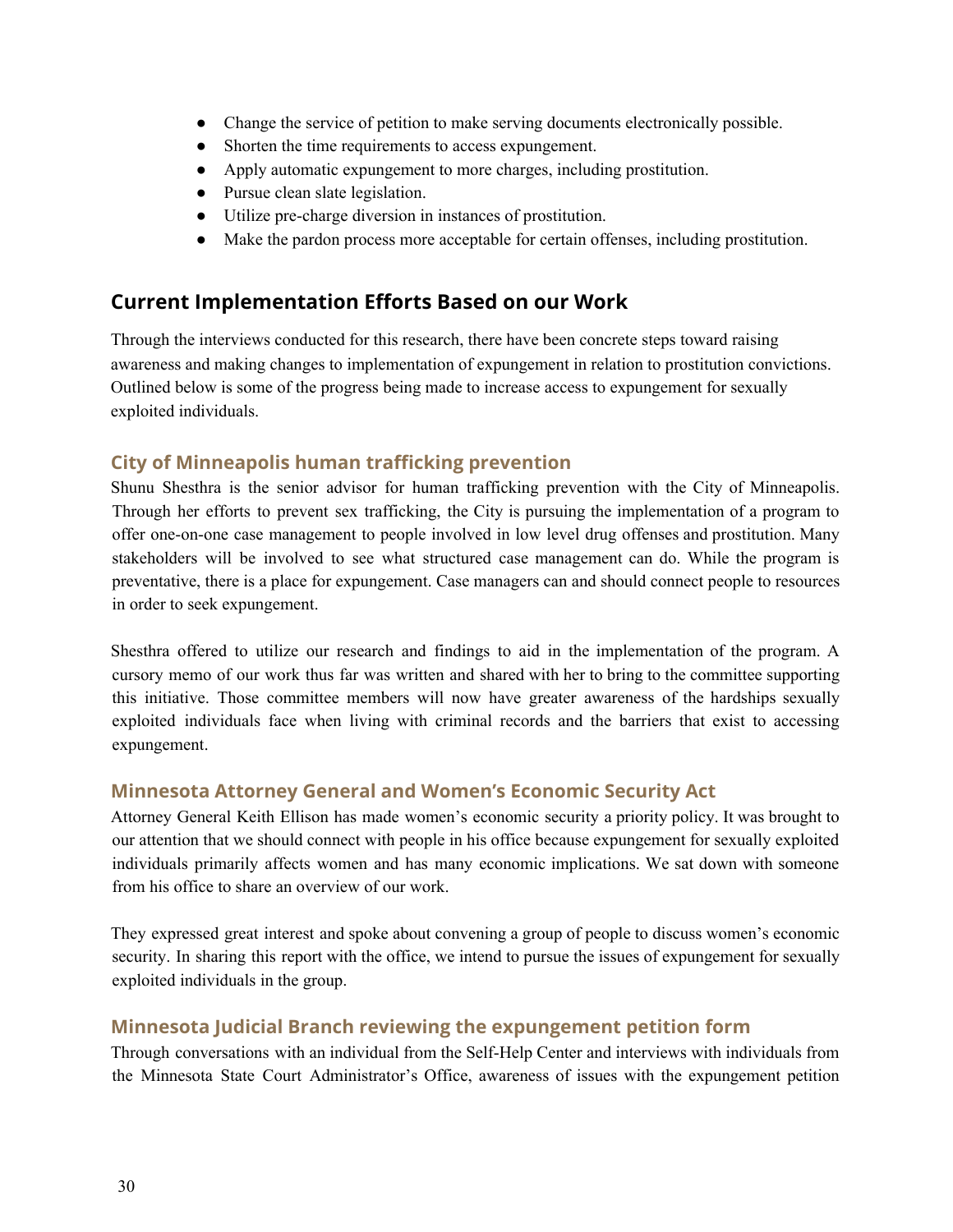- Change the service of petition to make serving documents electronically possible.
- Shorten the time requirements to access expungement.
- Apply automatic expungement to more charges, including prostitution.
- Pursue clean slate legislation.
- Utilize pre-charge diversion in instances of prostitution.
- Make the pardon process more acceptable for certain offenses, including prostitution.

## Current Implementation Efforts Based on our Work

Through the interviews conducted for this research, there have been concrete steps toward raising awareness and making changes to implementation of expungement in relation to prostitution convictions. Outlined below is some of the progress being made to increase access to expungement for sexually exploited individuals.

### City of Minneapolis human trafficking prevention

Shunu Shesthra is the senior advisor for human trafficking prevention with the City of Minneapolis. Through her efforts to prevent sex trafficking, the City is pursuing the implementation of a program to offer one-on-one case management to people involved in low level drug offenses and prostitution. Many stakeholders will be involved to see what structured case management can do. While the program is preventative, there is a place for expungement. Case managers can and should connect people to resources in order to seek expungement.

Shesthra offered to utilize our research and findings to aid in the implementation of the program. A cursory memo of our work thus far was written and shared with her to bring to the committee supporting this initiative. Those committee members will now have greater awareness of the hardships sexually exploited individuals face when living with criminal records and the barriers that exist to accessing expungement.

### Minnesota Attorney General and Women's Economic Security Act

Attorney General Keith Ellison has made women's economic security a priority policy. It was brought to our attention that we should connect with people in his office because expungement for sexually exploited individuals primarily affects women and has many economic implications. We sat down with someone from his office to share an overview of our work.

They expressed great interest and spoke about convening a group of people to discuss women's economic security. In sharing this report with the office, we intend to pursue the issues of expungement for sexually exploited individuals in the group.

### Minnesota Judicial Branch reviewing the expungement petition form

Through conversations with an individual from the Self-Help Center and interviews with individuals from the Minnesota State Court Administrator's Office, awareness of issues with the expungement petition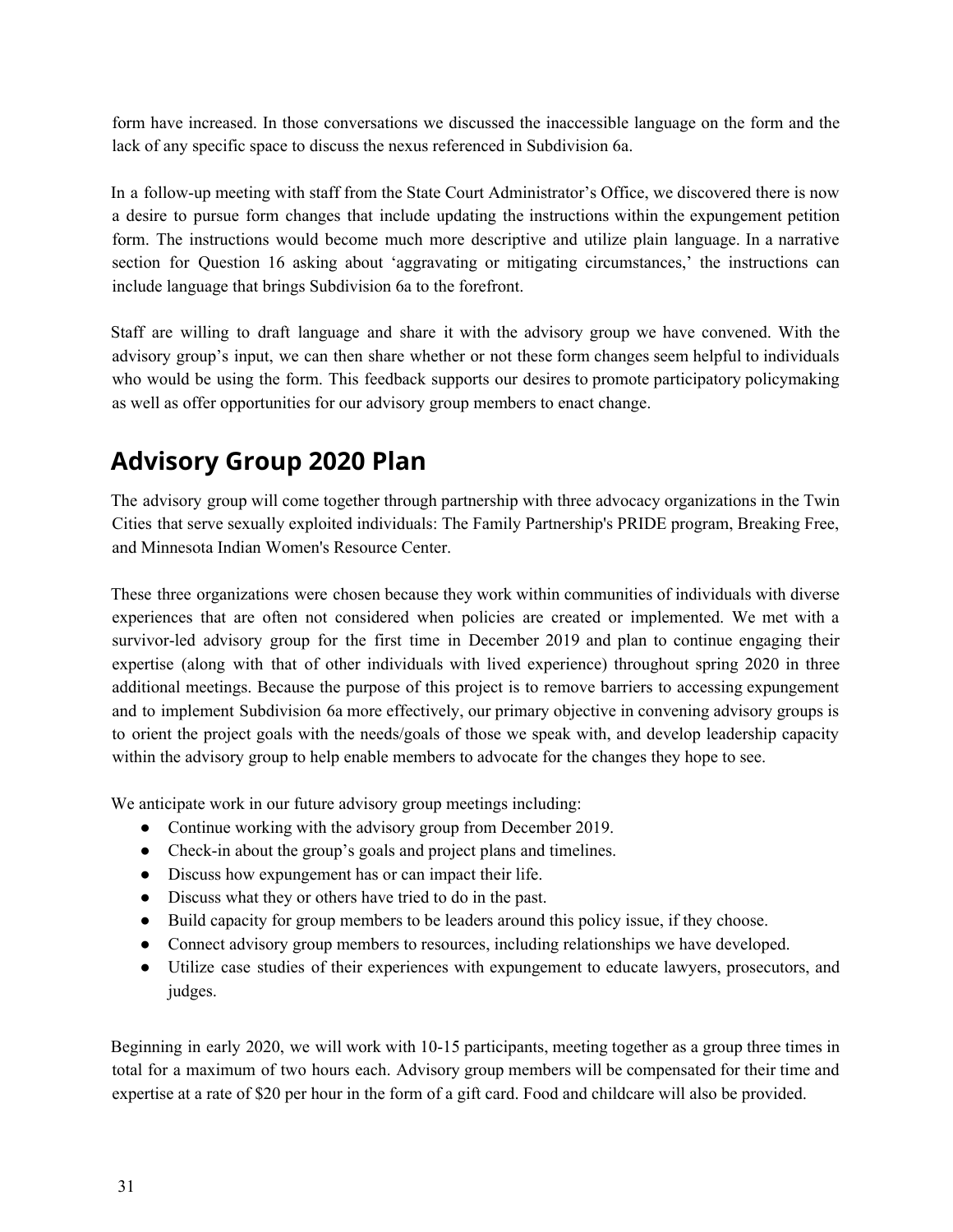form have increased. In those conversations we discussed the inaccessible language on the form and the lack of any specific space to discuss the nexus referenced in Subdivision 6a.

In a follow-up meeting with staff from the State Court Administrator's Office, we discovered there is now a desire to pursue form changes that include updating the instructions within the expungement petition form. The instructions would become much more descriptive and utilize plain language. In a narrative section for Question 16 asking about 'aggravating or mitigating circumstances,' the instructions can include language that brings Subdivision 6a to the forefront.

Staff are willing to draft language and share it with the advisory group we have convened. With the advisory group's input, we can then share whether or not these form changes seem helpful to individuals who would be using the form. This feedback supports our desires to promote participatory policymaking as well as offer opportunities for our advisory group members to enact change.

## Advisory Group 2020 Plan

The advisory group will come together through partnership with three advocacy organizations in the Twin Cities that serve sexually exploited individuals: The Family Partnership's PRIDE program, Breaking Free, and Minnesota Indian Women's Resource Center.

These three organizations were chosen because they work within communities of individuals with diverse experiences that are often not considered when policies are created or implemented. We met with a survivor-led advisory group for the first time in December 2019 and plan to continue engaging their expertise (along with that of other individuals with lived experience) throughout spring 2020 in three additional meetings. Because the purpose of this project is to remove barriers to accessing expungement and to implement Subdivision 6a more effectively, our primary objective in convening advisory groups is to orient the project goals with the needs/goals of those we speak with, and develop leadership capacity within the advisory group to help enable members to advocate for the changes they hope to see.

We anticipate work in our future advisory group meetings including:

- Continue working with the advisory group from December 2019.
- Check-in about the group's goals and project plans and timelines.
- Discuss how expungement has or can impact their life.
- Discuss what they or others have tried to do in the past.
- Build capacity for group members to be leaders around this policy issue, if they choose.
- Connect advisory group members to resources, including relationships we have developed.
- Utilize case studies of their experiences with expungement to educate lawyers, prosecutors, and judges.

Beginning in early 2020, we will work with 10-15 participants, meeting together as a group three times in total for a maximum of two hours each. Advisory group members will be compensated for their time and expertise at a rate of $20 per hour in the form of a gift card. Food and childcare will also be provided.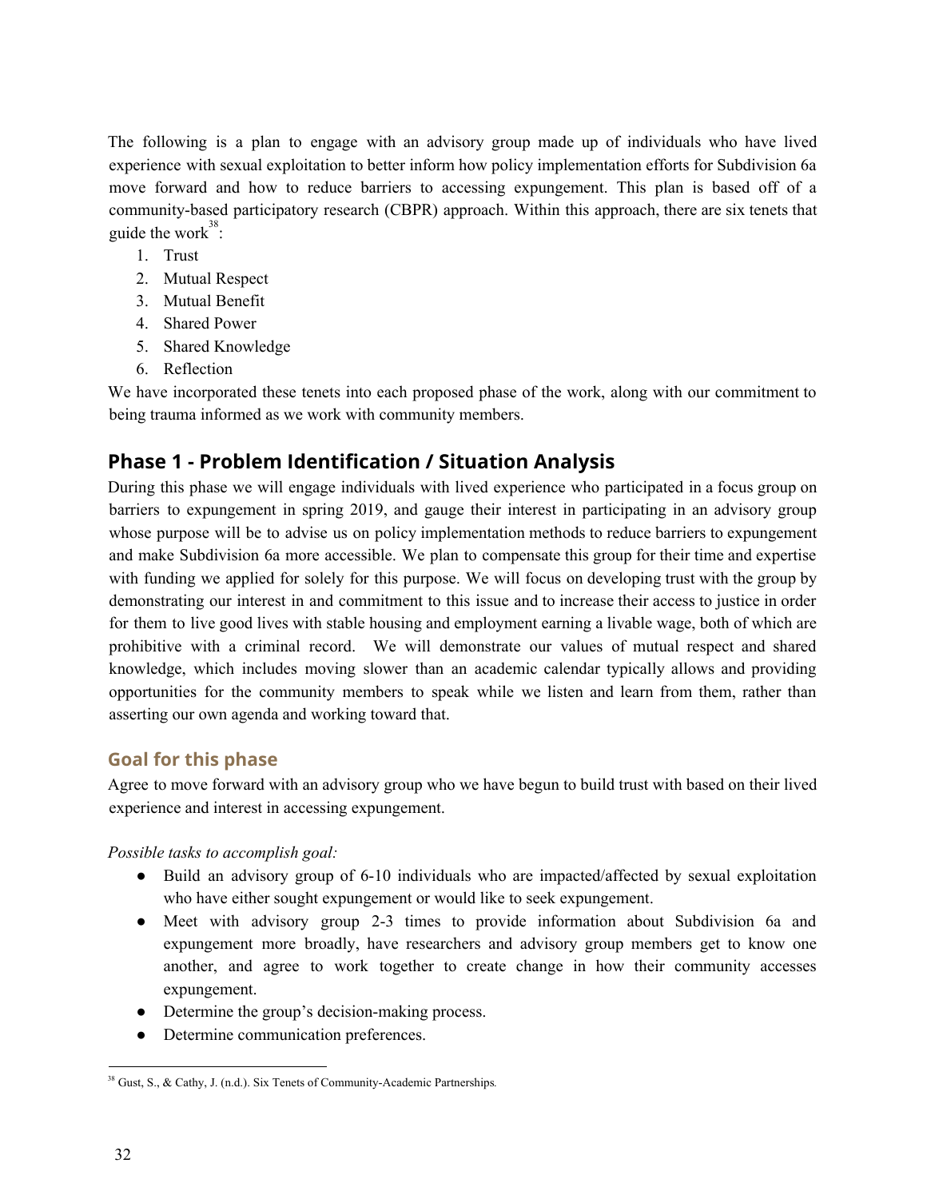The following is a plan to engage with an advisory group made up of individuals who have lived experience with sexual exploitation to better inform how policy implementation efforts for Subdivision 6a move forward and how to reduce barriers to accessing expungement. This plan is based off of a community-based participatory research (CBPR) approach. Within this approach, there are six tenets that guide the work[38]:

1. Trust
2. Mutual Respect
3. Mutual Benefit
4. Shared Power
5. Shared Knowledge
6. Reflection

We have incorporated these tenets into each proposed phase of the work, along with our commitment to being trauma informed as we work with community members.

## Phase 1 - Problem Identification / Situation Analysis

During this phase we will engage individuals with lived experience who participated in a focus group on barriers to expungement in spring 2019, and gauge their interest in participating in an advisory group whose purpose will be to advise us on policy implementation methods to reduce barriers to expungement and make Subdivision 6a more accessible. We plan to compensate this group for their time and expertise with funding we applied for solely for this purpose. We will focus on developing trust with the group by demonstrating our interest in and commitment to this issue and to increase their access to justice in order for them to live good lives with stable housing and employment earning a livable wage, both of which are prohibitive with a criminal record. We will demonstrate our values of mutual respect and shared knowledge, which includes moving slower than an academic calendar typically allows and providing opportunities for the community members to speak while we listen and learn from them, rather than asserting our own agenda and working toward that.

### Goal for this phase

Agree to move forward with an advisory group who we have begun to build trust with based on their lived experience and interest in accessing expungement.

*Possible tasks to accomplish goal:*

- Build an advisory group of 6-10 individuals who are impacted/affected by sexual exploitation who have either sought expungement or would like to seek expungement.
- Meet with advisory group 2-3 times to provide information about Subdivision 6a and expungement more broadly, have researchers and advisory group members get to know one another, and agree to work together to create change in how their community accesses expungement.
- Determine the group's decision-making process.
- Determine communication preferences.

---

[38] Gust, S., & Cathy, J. (n.d.). Six Tenets of Community-Academic Partnerships.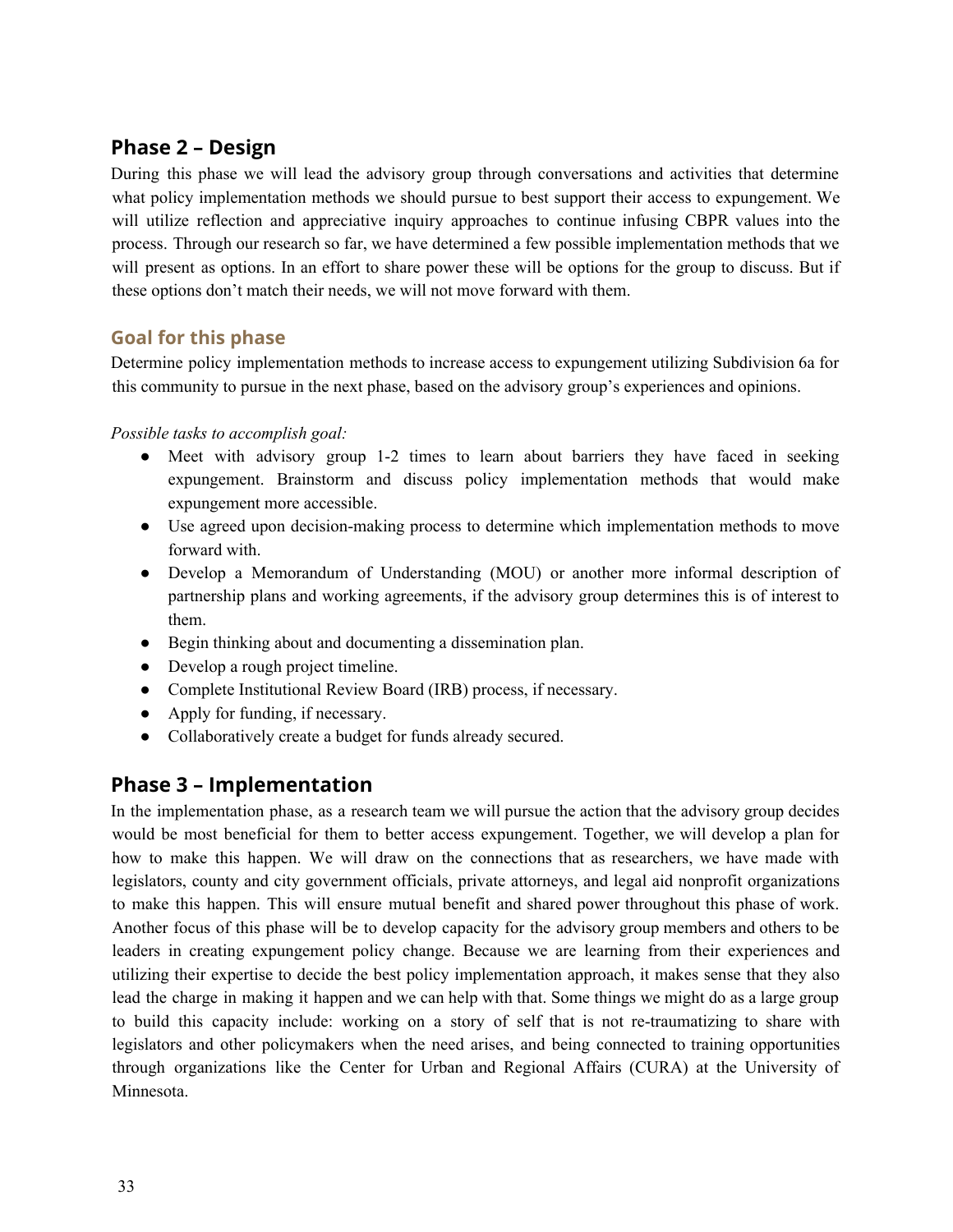## Phase 2 – Design

During this phase we will lead the advisory group through conversations and activities that determine what policy implementation methods we should pursue to best support their access to expungement. We will utilize reflection and appreciative inquiry approaches to continue infusing CBPR values into the process. Through our research so far, we have determined a few possible implementation methods that we will present as options. In an effort to share power these will be options for the group to discuss. But if these options don't match their needs, we will not move forward with them.

### Goal for this phase

Determine policy implementation methods to increase access to expungement utilizing Subdivision 6a for this community to pursue in the next phase, based on the advisory group's experiences and opinions.

*Possible tasks to accomplish goal:*

- Meet with advisory group 1-2 times to learn about barriers they have faced in seeking expungement. Brainstorm and discuss policy implementation methods that would make expungement more accessible.
- Use agreed upon decision-making process to determine which implementation methods to move forward with.
- Develop a Memorandum of Understanding (MOU) or another more informal description of partnership plans and working agreements, if the advisory group determines this is of interest to them.
- Begin thinking about and documenting a dissemination plan.
- Develop a rough project timeline.
- Complete Institutional Review Board (IRB) process, if necessary.
- Apply for funding, if necessary.
- Collaboratively create a budget for funds already secured.

## Phase 3 – Implementation

In the implementation phase, as a research team we will pursue the action that the advisory group decides would be most beneficial for them to better access expungement. Together, we will develop a plan for how to make this happen. We will draw on the connections that as researchers, we have made with legislators, county and city government officials, private attorneys, and legal aid nonprofit organizations to make this happen. This will ensure mutual benefit and shared power throughout this phase of work. Another focus of this phase will be to develop capacity for the advisory group members and others to be leaders in creating expungement policy change. Because we are learning from their experiences and utilizing their expertise to decide the best policy implementation approach, it makes sense that they also lead the charge in making it happen and we can help with that. Some things we might do as a large group to build this capacity include: working on a story of self that is not re-traumatizing to share with legislators and other policymakers when the need arises, and being connected to training opportunities through organizations like the Center for Urban and Regional Affairs (CURA) at the University of Minnesota.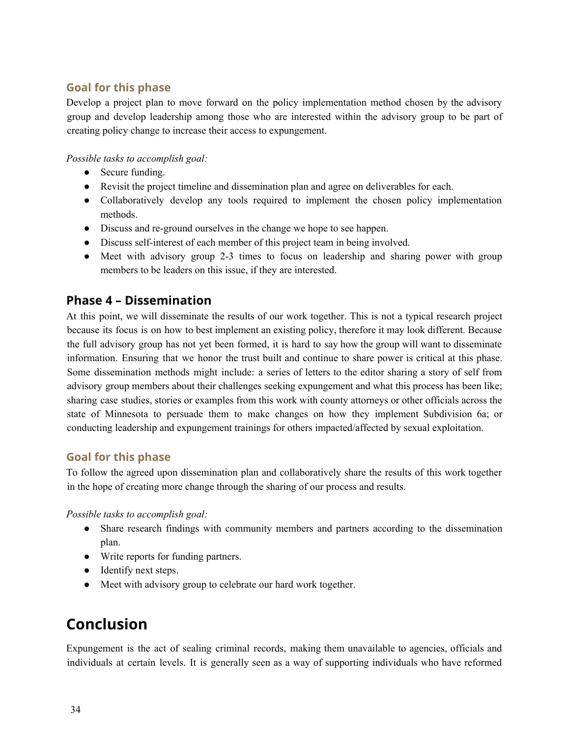### Goal for this phase

Develop a project plan to move forward on the policy implementation method chosen by the advisory group and develop leadership among those who are interested within the advisory group to be part of creating policy change to increase their access to expungement.

*Possible tasks to accomplish goal:*

- Secure funding.
- Revisit the project timeline and dissemination plan and agree on deliverables for each.
- Collaboratively develop any tools required to implement the chosen policy implementation methods.
- Discuss and re-ground ourselves in the change we hope to see happen.
- Discuss self-interest of each member of this project team in being involved.
- Meet with advisory group 2-3 times to focus on leadership and sharing power with group members to be leaders on this issue, if they are interested.

## Phase 4 – Dissemination

At this point, we will disseminate the results of our work together. This is not a typical research project because its focus is on how to best implement an existing policy, therefore it may look different. Because the full advisory group has not yet been formed, it is hard to say how the group will want to disseminate information. Ensuring that we honor the trust built and continue to share power is critical at this phase. Some dissemination methods might include: a series of letters to the editor sharing a story of self from advisory group members about their challenges seeking expungement and what this process has been like; sharing case studies, stories or examples from this work with county attorneys or other officials across the state of Minnesota to persuade them to make changes on how they implement Subdivision 6a; or conducting leadership and expungement trainings for others impacted/affected by sexual exploitation.

### Goal for this phase

To follow the agreed upon dissemination plan and collaboratively share the results of this work together in the hope of creating more change through the sharing of our process and results.

*Possible tasks to accomplish goal:*

- Share research findings with community members and partners according to the dissemination plan.
- Write reports for funding partners.
- Identify next steps.
- Meet with advisory group to celebrate our hard work together.

# Conclusion

Expungement is the act of sealing criminal records, making them unavailable to agencies, officials and individuals at certain levels. It is generally seen as a way of supporting individuals who have reformed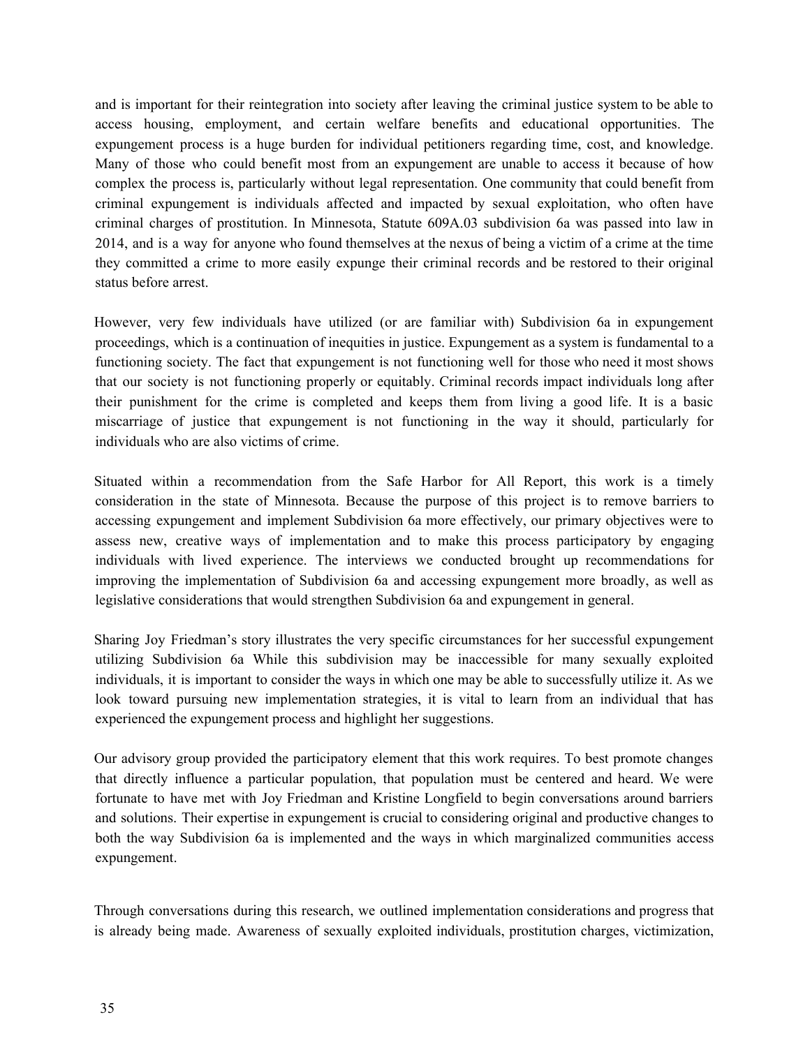and is important for their reintegration into society after leaving the criminal justice system to be able to access housing, employment, and certain welfare benefits and educational opportunities. The expungement process is a huge burden for individual petitioners regarding time, cost, and knowledge. Many of those who could benefit most from an expungement are unable to access it because of how complex the process is, particularly without legal representation. One community that could benefit from criminal expungement is individuals affected and impacted by sexual exploitation, who often have criminal charges of prostitution. In Minnesota, Statute 609A.03 subdivision 6a was passed into law in 2014, and is a way for anyone who found themselves at the nexus of being a victim of a crime at the time they committed a crime to more easily expunge their criminal records and be restored to their original status before arrest.

However, very few individuals have utilized (or are familiar with) Subdivision 6a in expungement proceedings, which is a continuation of inequities in justice. Expungement as a system is fundamental to a functioning society. The fact that expungement is not functioning well for those who need it most shows that our society is not functioning properly or equitably. Criminal records impact individuals long after their punishment for the crime is completed and keeps them from living a good life. It is a basic miscarriage of justice that expungement is not functioning in the way it should, particularly for individuals who are also victims of crime.

Situated within a recommendation from the Safe Harbor for All Report, this work is a timely consideration in the state of Minnesota. Because the purpose of this project is to remove barriers to accessing expungement and implement Subdivision 6a more effectively, our primary objectives were to assess new, creative ways of implementation and to make this process participatory by engaging individuals with lived experience. The interviews we conducted brought up recommendations for improving the implementation of Subdivision 6a and accessing expungement more broadly, as well as legislative considerations that would strengthen Subdivision 6a and expungement in general.

Sharing Joy Friedman's story illustrates the very specific circumstances for her successful expungement utilizing Subdivision 6a While this subdivision may be inaccessible for many sexually exploited individuals, it is important to consider the ways in which one may be able to successfully utilize it. As we look toward pursuing new implementation strategies, it is vital to learn from an individual that has experienced the expungement process and highlight her suggestions.

Our advisory group provided the participatory element that this work requires. To best promote changes that directly influence a particular population, that population must be centered and heard. We were fortunate to have met with Joy Friedman and Kristine Longfield to begin conversations around barriers and solutions. Their expertise in expungement is crucial to considering original and productive changes to both the way Subdivision 6a is implemented and the ways in which marginalized communities access expungement.

Through conversations during this research, we outlined implementation considerations and progress that is already being made. Awareness of sexually exploited individuals, prostitution charges, victimization,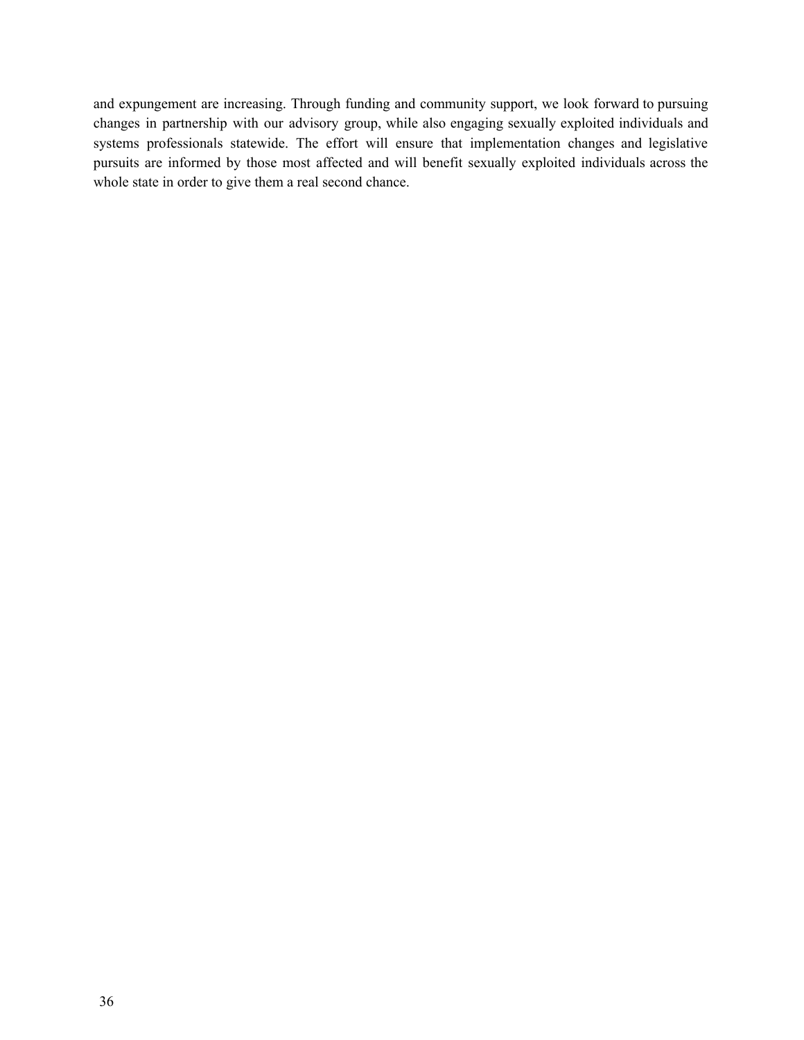and expungement are increasing. Through funding and community support, we look forward to pursuing changes in partnership with our advisory group, while also engaging sexually exploited individuals and systems professionals statewide. The effort will ensure that implementation changes and legislative pursuits are informed by those most affected and will benefit sexually exploited individuals across the whole state in order to give them a real second chance.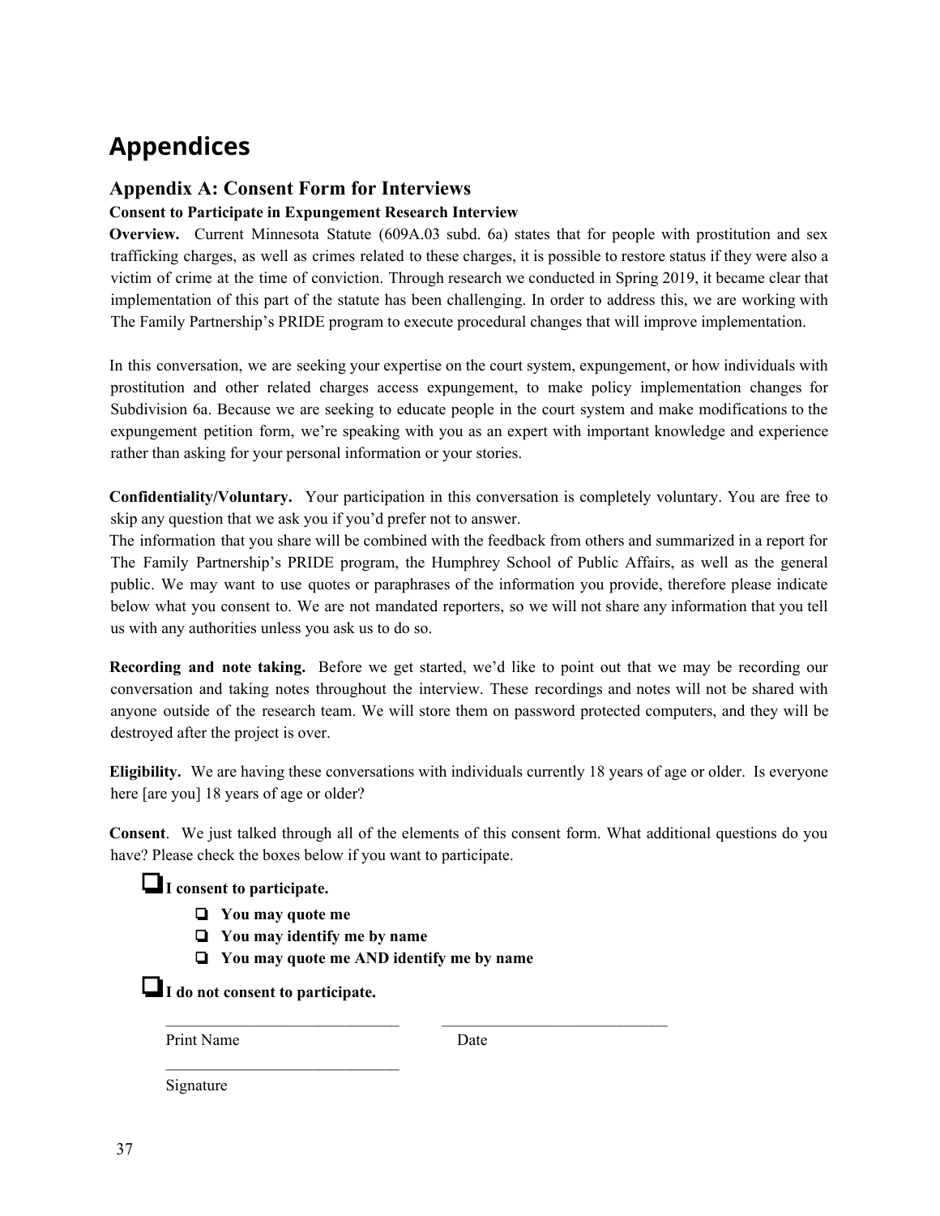# Appendices

## Appendix A: Consent Form for Interviews

**Consent to Participate in Expungement Research Interview**

**Overview.** Current Minnesota Statute (609A.03 subd. 6a) states that for people with prostitution and sex trafficking charges, as well as crimes related to these charges, it is possible to restore status if they were also a victim of crime at the time of conviction. Through research we conducted in Spring 2019, it became clear that implementation of this part of the statute has been challenging. In order to address this, we are working with The Family Partnership's PRIDE program to execute procedural changes that will improve implementation.

In this conversation, we are seeking your expertise on the court system, expungement, or how individuals with prostitution and other related charges access expungement, to make policy implementation changes for Subdivision 6a. Because we are seeking to educate people in the court system and make modifications to the expungement petition form, we're speaking with you as an expert with important knowledge and experience rather than asking for your personal information or your stories.

**Confidentiality/Voluntary.** Your participation in this conversation is completely voluntary. You are free to skip any question that we ask you if you'd prefer not to answer.

The information that you share will be combined with the feedback from others and summarized in a report for The Family Partnership's PRIDE program, the Humphrey School of Public Affairs, as well as the general public. We may want to use quotes or paraphrases of the information you provide, therefore please indicate below what you consent to. We are not mandated reporters, so we will not share any information that you tell us with any authorities unless you ask us to do so.

**Recording and note taking.** Before we get started, we'd like to point out that we may be recording our conversation and taking notes throughout the interview. These recordings and notes will not be shared with anyone outside of the research team. We will store them on password protected computers, and they will be destroyed after the project is over.

**Eligibility.** We are having these conversations with individuals currently 18 years of age or older. Is everyone here [are you] 18 years of age or older?

**Consent**. We just talked through all of the elements of this consent form. What additional questions do you have? Please check the boxes below if you want to participate.

- ❑ **I consent to participate.**
  - ❑ **You may quote me**
  - ❑ **You may identify me by name**
  - ❑ **You may quote me AND identify me by name**
- ❑ **I do not consent to participate.**

______________________________ ______________________________

Print Name Date

______________________________

Signature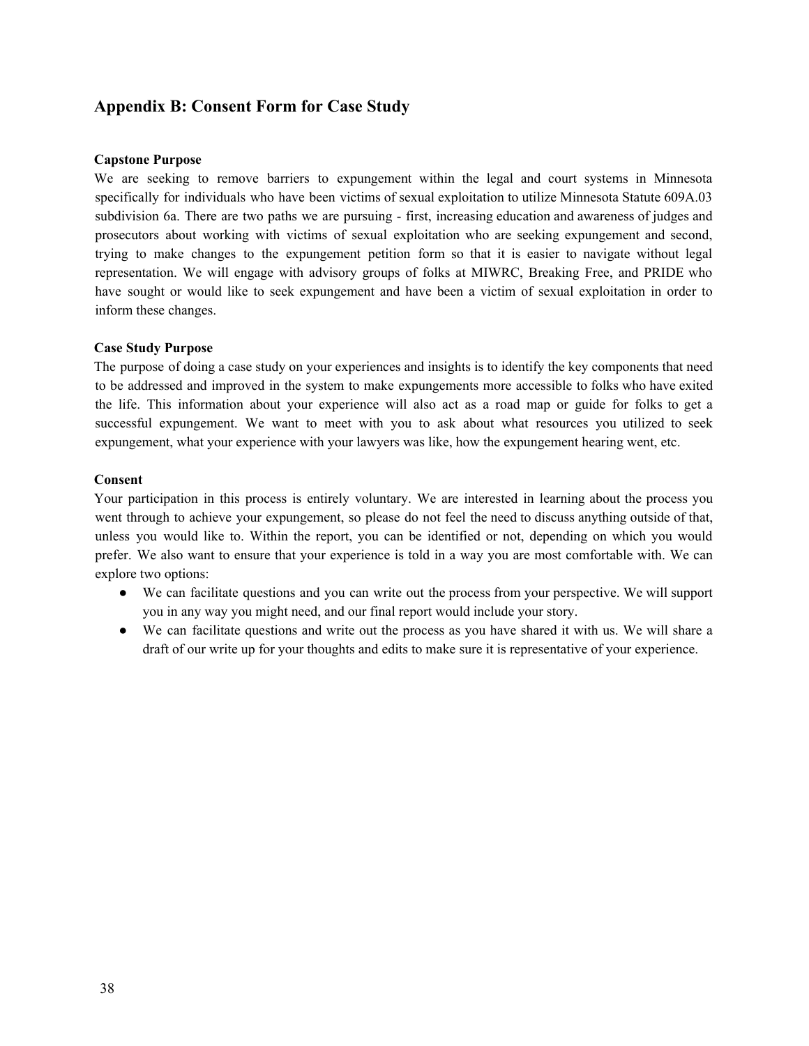## Appendix B: Consent Form for Case Study

**Capstone Purpose**

We are seeking to remove barriers to expungement within the legal and court systems in Minnesota specifically for individuals who have been victims of sexual exploitation to utilize Minnesota Statute 609A.03 subdivision 6a. There are two paths we are pursuing - first, increasing education and awareness of judges and prosecutors about working with victims of sexual exploitation who are seeking expungement and second, trying to make changes to the expungement petition form so that it is easier to navigate without legal representation. We will engage with advisory groups of folks at MIWRC, Breaking Free, and PRIDE who have sought or would like to seek expungement and have been a victim of sexual exploitation in order to inform these changes.

**Case Study Purpose**

The purpose of doing a case study on your experiences and insights is to identify the key components that need to be addressed and improved in the system to make expungements more accessible to folks who have exited the life. This information about your experience will also act as a road map or guide for folks to get a successful expungement. We want to meet with you to ask about what resources you utilized to seek expungement, what your experience with your lawyers was like, how the expungement hearing went, etc.

**Consent**

Your participation in this process is entirely voluntary. We are interested in learning about the process you went through to achieve your expungement, so please do not feel the need to discuss anything outside of that, unless you would like to. Within the report, you can be identified or not, depending on which you would prefer. We also want to ensure that your experience is told in a way you are most comfortable with. We can explore two options:

- We can facilitate questions and you can write out the process from your perspective. We will support you in any way you might need, and our final report would include your story.
- We can facilitate questions and write out the process as you have shared it with us. We will share a draft of our write up for your thoughts and edits to make sure it is representative of your experience.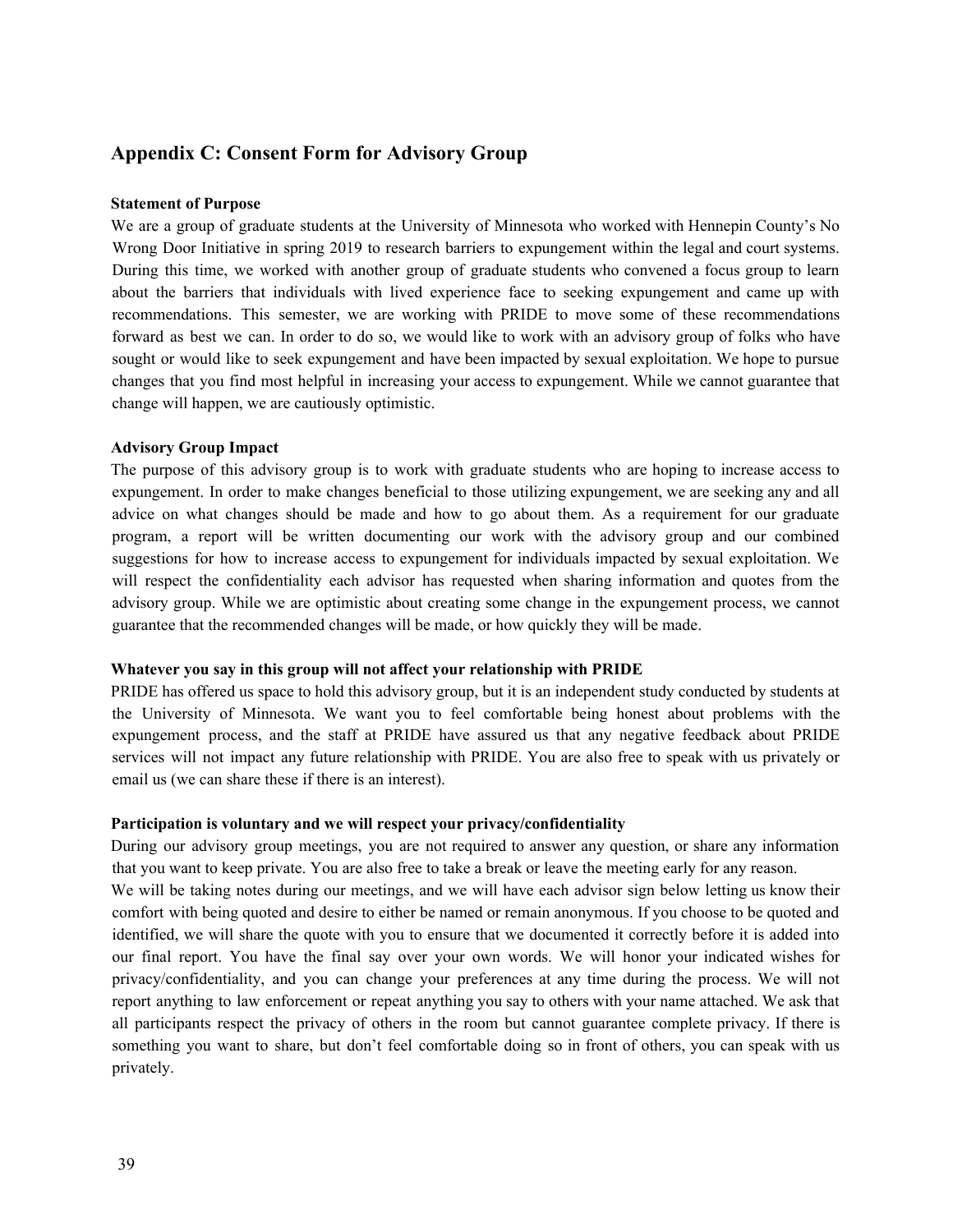## Appendix C: Consent Form for Advisory Group

**Statement of Purpose**

We are a group of graduate students at the University of Minnesota who worked with Hennepin County's No Wrong Door Initiative in spring 2019 to research barriers to expungement within the legal and court systems. During this time, we worked with another group of graduate students who convened a focus group to learn about the barriers that individuals with lived experience face to seeking expungement and came up with recommendations. This semester, we are working with PRIDE to move some of these recommendations forward as best we can. In order to do so, we would like to work with an advisory group of folks who have sought or would like to seek expungement and have been impacted by sexual exploitation. We hope to pursue changes that you find most helpful in increasing your access to expungement. While we cannot guarantee that change will happen, we are cautiously optimistic.

**Advisory Group Impact**

The purpose of this advisory group is to work with graduate students who are hoping to increase access to expungement. In order to make changes beneficial to those utilizing expungement, we are seeking any and all advice on what changes should be made and how to go about them. As a requirement for our graduate program, a report will be written documenting our work with the advisory group and our combined suggestions for how to increase access to expungement for individuals impacted by sexual exploitation. We will respect the confidentiality each advisor has requested when sharing information and quotes from the advisory group. While we are optimistic about creating some change in the expungement process, we cannot guarantee that the recommended changes will be made, or how quickly they will be made.

**Whatever you say in this group will not affect your relationship with PRIDE**

PRIDE has offered us space to hold this advisory group, but it is an independent study conducted by students at the University of Minnesota. We want you to feel comfortable being honest about problems with the expungement process, and the staff at PRIDE have assured us that any negative feedback about PRIDE services will not impact any future relationship with PRIDE. You are also free to speak with us privately or email us (we can share these if there is an interest).

**Participation is voluntary and we will respect your privacy/confidentiality**

During our advisory group meetings, you are not required to answer any question, or share any information that you want to keep private. You are also free to take a break or leave the meeting early for any reason.

We will be taking notes during our meetings, and we will have each advisor sign below letting us know their comfort with being quoted and desire to either be named or remain anonymous. If you choose to be quoted and identified, we will share the quote with you to ensure that we documented it correctly before it is added into our final report. You have the final say over your own words. We will honor your indicated wishes for privacy/confidentiality, and you can change your preferences at any time during the process. We will not report anything to law enforcement or repeat anything you say to others with your name attached. We ask that all participants respect the privacy of others in the room but cannot guarantee complete privacy. If there is something you want to share, but don't feel comfortable doing so in front of others, you can speak with us privately.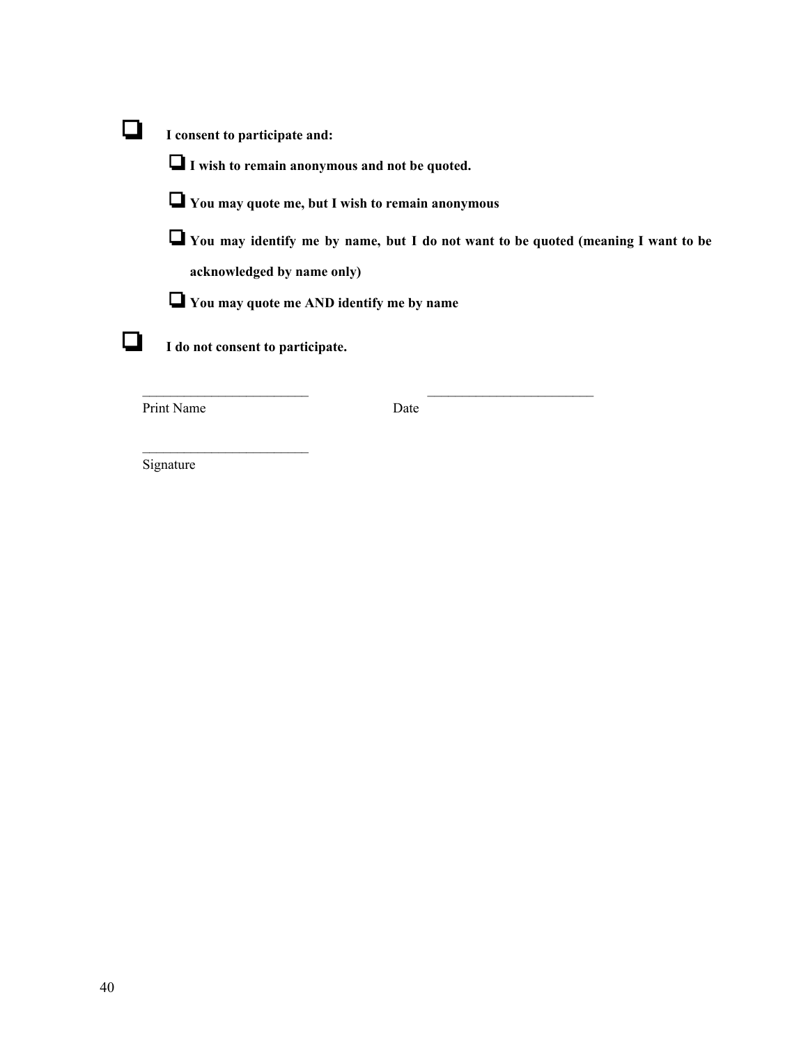- [ ] **I consent to participate and:**
  - [ ] **I wish to remain anonymous and not be quoted.**
  - [ ] **You may quote me, but I wish to remain anonymous**
  - [ ] **You may identify me by name, but I do not want to be quoted (meaning I want to be acknowledged by name only)**
  - [ ] **You may quote me AND identify me by name**
- [ ] **I do not consent to participate.**

________________________ ________________________
Print Name Date

________________________
Signature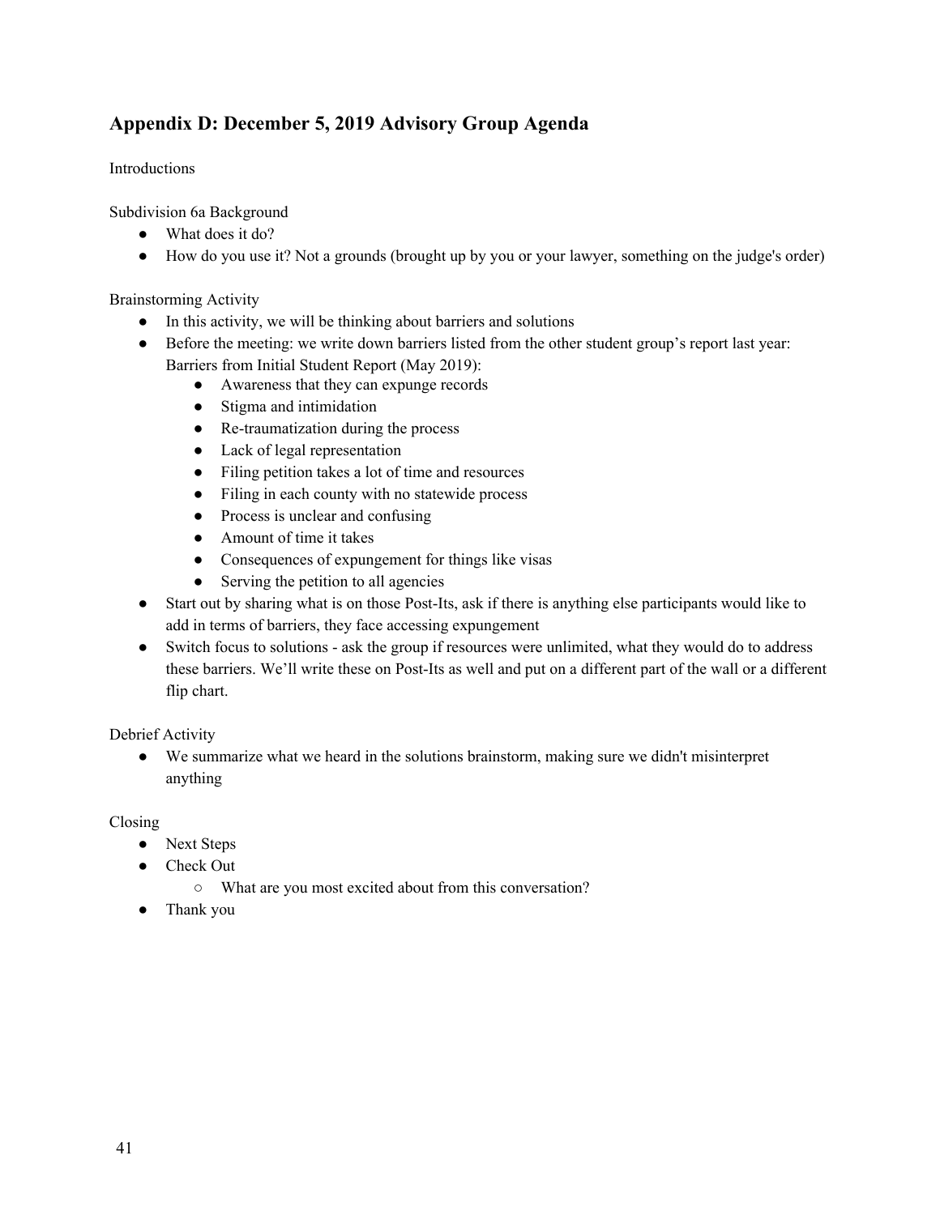## Appendix D: December 5, 2019 Advisory Group Agenda

Introductions

Subdivision 6a Background

- What does it do?
- How do you use it? Not a grounds (brought up by you or your lawyer, something on the judge's order)

Brainstorming Activity

- In this activity, we will be thinking about barriers and solutions
- Before the meeting: we write down barriers listed from the other student group's report last year: Barriers from Initial Student Report (May 2019):
    - Awareness that they can expunge records
    - Stigma and intimidation
    - Re-traumatization during the process
    - Lack of legal representation
    - Filing petition takes a lot of time and resources
    - Filing in each county with no statewide process
    - Process is unclear and confusing
    - Amount of time it takes
    - Consequences of expungement for things like visas
    - Serving the petition to all agencies
- Start out by sharing what is on those Post-Its, ask if there is anything else participants would like to add in terms of barriers, they face accessing expungement
- Switch focus to solutions - ask the group if resources were unlimited, what they would do to address these barriers. We'll write these on Post-Its as well and put on a different part of the wall or a different flip chart.

Debrief Activity

- We summarize what we heard in the solutions brainstorm, making sure we didn't misinterpret anything

Closing

- Next Steps
- Check Out
    - What are you most excited about from this conversation?
- Thank you